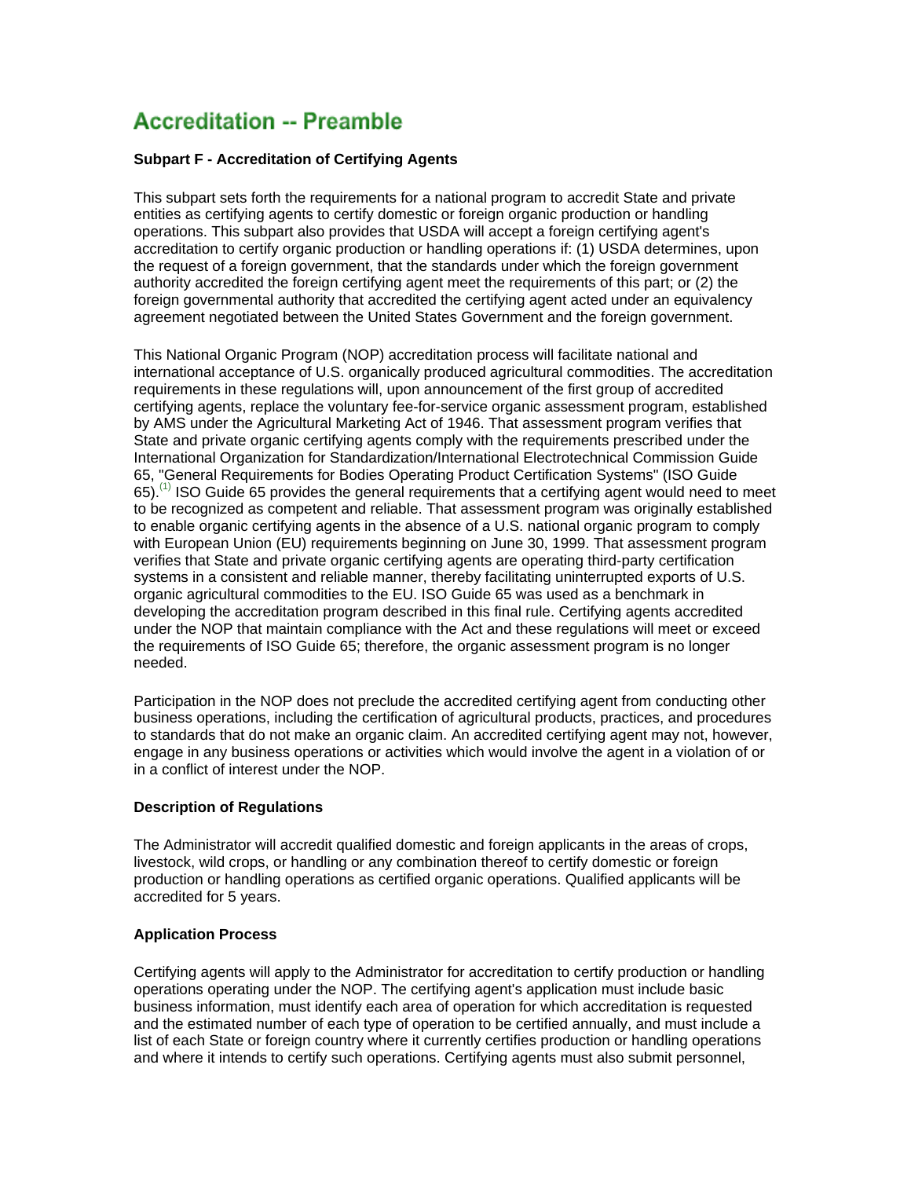# Accreditation -- Preamble

**Subpart F - Accreditation of Certifying Agents**

This subpart sets forth the requirements for a national program to accredit State and private entities as certifying agents to certify domestic or foreign organic production or handling operations. This subpart also provides that USDA will accept a foreign certifying agent's accreditation to certify organic production or handling operations if: (1) USDA determines, upon the request of a foreign government, that the standards under which the foreign government authority accredited the foreign certifying agent meet the requirements of this part; or (2) the foreign governmental authority that accredited the certifying agent acted under an equivalency agreement negotiated between the United States Government and the foreign government.

This National Organic Program (NOP) accreditation process will facilitate national and international acceptance of U.S. organically produced agricultural commodities. The accreditation requirements in these regulations will, upon announcement of the first group of accredited certifying agents, replace the voluntary fee-for-service organic assessment program, established by AMS under the Agricultural Marketing Act of 1946. That assessment program verifies that State and private organic certifying agents comply with the requirements prescribed under the International Organization for Standardization/International Electrotechnical Commission Guide 65, "General Requirements for Bodies Operating Product Certification Systems" (ISO Guide 65).[(1)] ISO Guide 65 provides the general requirements that a certifying agent would need to meet to be recognized as competent and reliable. That assessment program was originally established to enable organic certifying agents in the absence of a U.S. national organic program to comply with European Union (EU) requirements beginning on June 30, 1999. That assessment program verifies that State and private organic certifying agents are operating third-party certification systems in a consistent and reliable manner, thereby facilitating uninterrupted exports of U.S. organic agricultural commodities to the EU. ISO Guide 65 was used as a benchmark in developing the accreditation program described in this final rule. Certifying agents accredited under the NOP that maintain compliance with the Act and these regulations will meet or exceed the requirements of ISO Guide 65; therefore, the organic assessment program is no longer needed.

Participation in the NOP does not preclude the accredited certifying agent from conducting other business operations, including the certification of agricultural products, practices, and procedures to standards that do not make an organic claim. An accredited certifying agent may not, however, engage in any business operations or activities which would involve the agent in a violation of or in a conflict of interest under the NOP.

**Description of Regulations**

The Administrator will accredit qualified domestic and foreign applicants in the areas of crops, livestock, wild crops, or handling or any combination thereof to certify domestic or foreign production or handling operations as certified organic operations. Qualified applicants will be accredited for 5 years.

**Application Process**

Certifying agents will apply to the Administrator for accreditation to certify production or handling operations operating under the NOP. The certifying agent's application must include basic business information, must identify each area of operation for which accreditation is requested and the estimated number of each type of operation to be certified annually, and must include a list of each State or foreign country where it currently certifies production or handling operations and where it intends to certify such operations. Certifying agents must also submit personnel,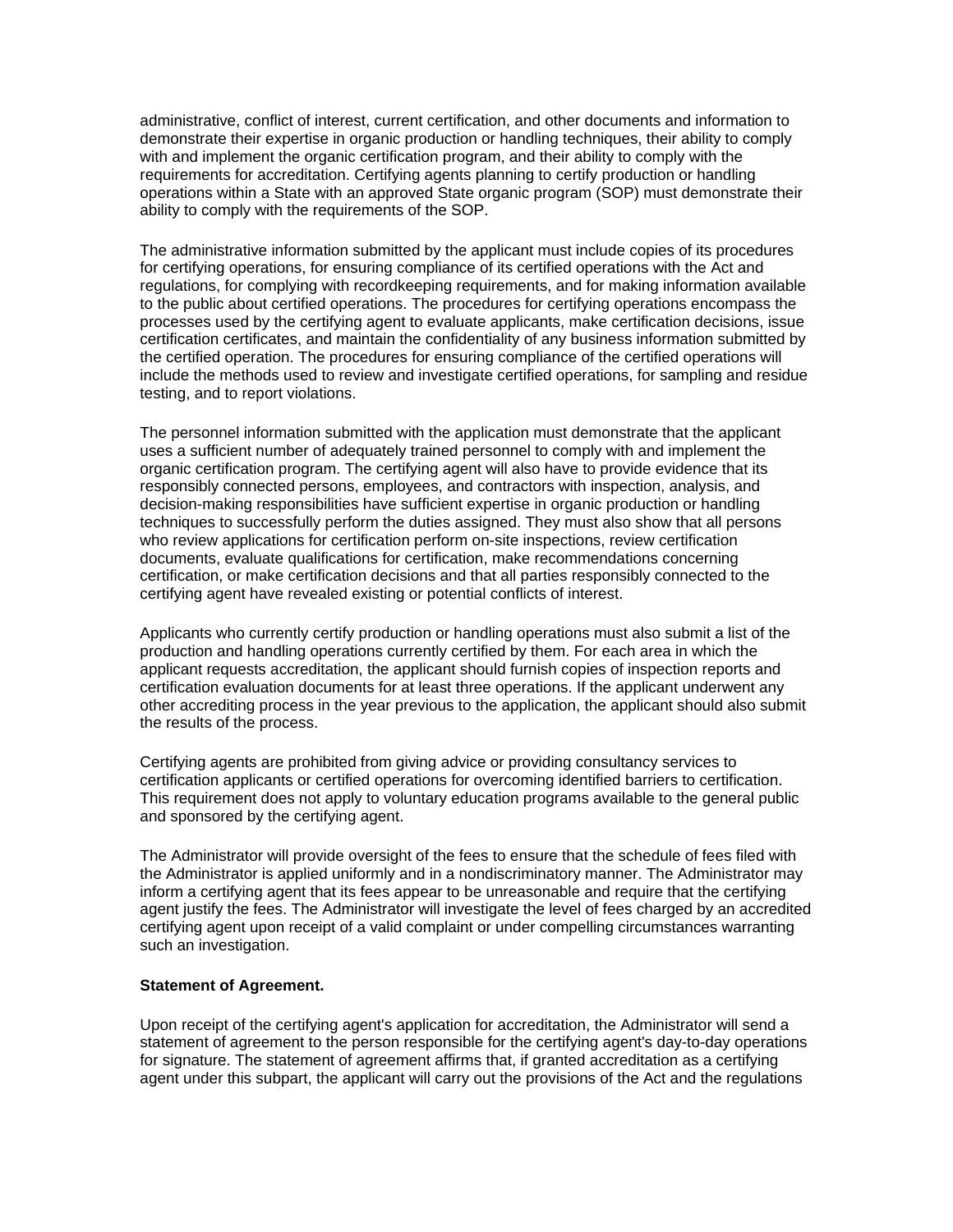administrative, conflict of interest, current certification, and other documents and information to demonstrate their expertise in organic production or handling techniques, their ability to comply with and implement the organic certification program, and their ability to comply with the requirements for accreditation. Certifying agents planning to certify production or handling operations within a State with an approved State organic program (SOP) must demonstrate their ability to comply with the requirements of the SOP.

The administrative information submitted by the applicant must include copies of its procedures for certifying operations, for ensuring compliance of its certified operations with the Act and regulations, for complying with recordkeeping requirements, and for making information available to the public about certified operations. The procedures for certifying operations encompass the processes used by the certifying agent to evaluate applicants, make certification decisions, issue certification certificates, and maintain the confidentiality of any business information submitted by the certified operation. The procedures for ensuring compliance of the certified operations will include the methods used to review and investigate certified operations, for sampling and residue testing, and to report violations.

The personnel information submitted with the application must demonstrate that the applicant uses a sufficient number of adequately trained personnel to comply with and implement the organic certification program. The certifying agent will also have to provide evidence that its responsibly connected persons, employees, and contractors with inspection, analysis, and decision-making responsibilities have sufficient expertise in organic production or handling techniques to successfully perform the duties assigned. They must also show that all persons who review applications for certification perform on-site inspections, review certification documents, evaluate qualifications for certification, make recommendations concerning certification, or make certification decisions and that all parties responsibly connected to the certifying agent have revealed existing or potential conflicts of interest.

Applicants who currently certify production or handling operations must also submit a list of the production and handling operations currently certified by them. For each area in which the applicant requests accreditation, the applicant should furnish copies of inspection reports and certification evaluation documents for at least three operations. If the applicant underwent any other accrediting process in the year previous to the application, the applicant should also submit the results of the process.

Certifying agents are prohibited from giving advice or providing consultancy services to certification applicants or certified operations for overcoming identified barriers to certification. This requirement does not apply to voluntary education programs available to the general public and sponsored by the certifying agent.

The Administrator will provide oversight of the fees to ensure that the schedule of fees filed with the Administrator is applied uniformly and in a nondiscriminatory manner. The Administrator may inform a certifying agent that its fees appear to be unreasonable and require that the certifying agent justify the fees. The Administrator will investigate the level of fees charged by an accredited certifying agent upon receipt of a valid complaint or under compelling circumstances warranting such an investigation.

**Statement of Agreement.**

Upon receipt of the certifying agent's application for accreditation, the Administrator will send a statement of agreement to the person responsible for the certifying agent's day-to-day operations for signature. The statement of agreement affirms that, if granted accreditation as a certifying agent under this subpart, the applicant will carry out the provisions of the Act and the regulations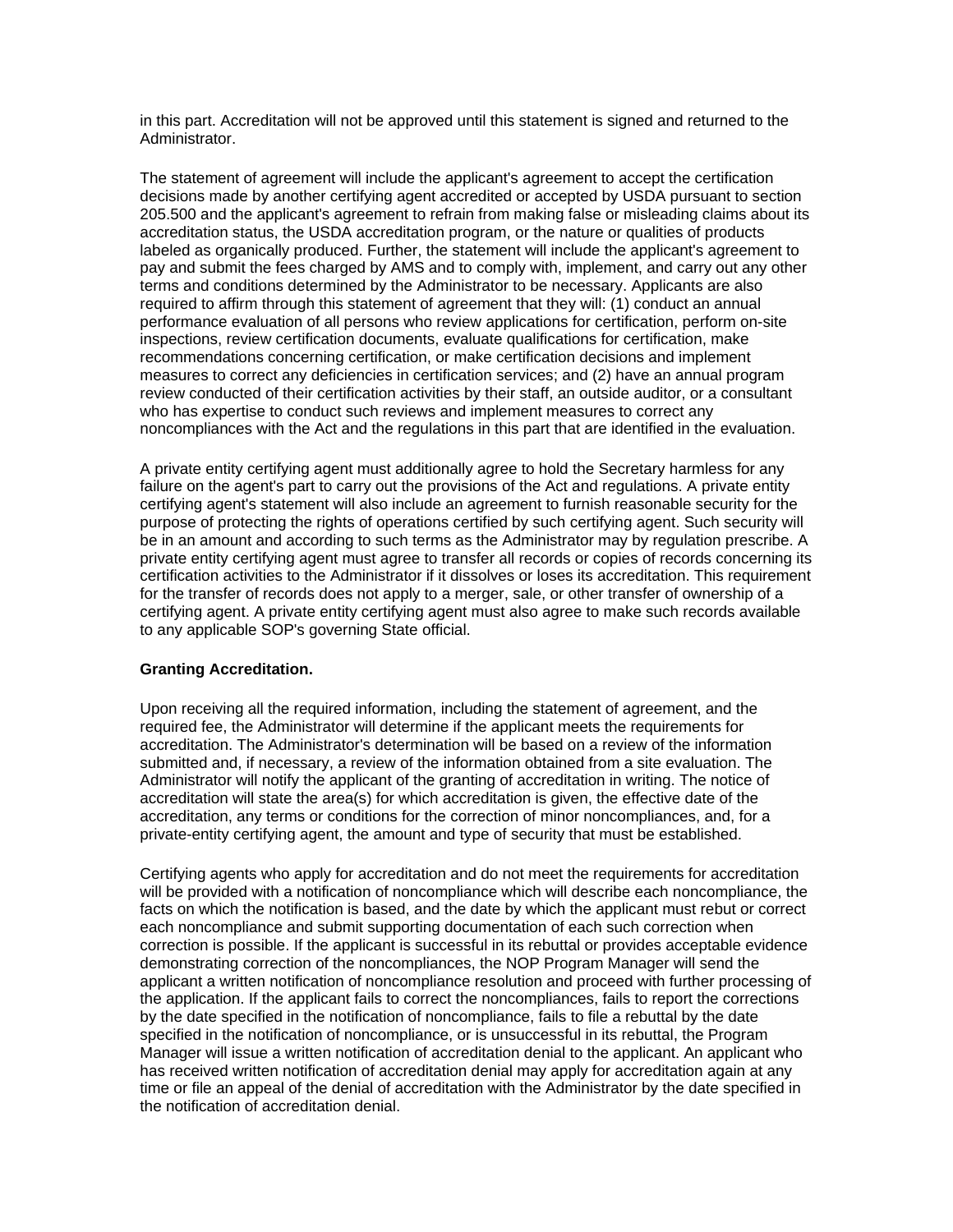in this part. Accreditation will not be approved until this statement is signed and returned to the Administrator.

The statement of agreement will include the applicant's agreement to accept the certification decisions made by another certifying agent accredited or accepted by USDA pursuant to section 205.500 and the applicant's agreement to refrain from making false or misleading claims about its accreditation status, the USDA accreditation program, or the nature or qualities of products labeled as organically produced. Further, the statement will include the applicant's agreement to pay and submit the fees charged by AMS and to comply with, implement, and carry out any other terms and conditions determined by the Administrator to be necessary. Applicants are also required to affirm through this statement of agreement that they will: (1) conduct an annual performance evaluation of all persons who review applications for certification, perform on-site inspections, review certification documents, evaluate qualifications for certification, make recommendations concerning certification, or make certification decisions and implement measures to correct any deficiencies in certification services; and (2) have an annual program review conducted of their certification activities by their staff, an outside auditor, or a consultant who has expertise to conduct such reviews and implement measures to correct any noncompliances with the Act and the regulations in this part that are identified in the evaluation.

A private entity certifying agent must additionally agree to hold the Secretary harmless for any failure on the agent's part to carry out the provisions of the Act and regulations. A private entity certifying agent's statement will also include an agreement to furnish reasonable security for the purpose of protecting the rights of operations certified by such certifying agent. Such security will be in an amount and according to such terms as the Administrator may by regulation prescribe. A private entity certifying agent must agree to transfer all records or copies of records concerning its certification activities to the Administrator if it dissolves or loses its accreditation. This requirement for the transfer of records does not apply to a merger, sale, or other transfer of ownership of a certifying agent. A private entity certifying agent must also agree to make such records available to any applicable SOP's governing State official.

**Granting Accreditation.**

Upon receiving all the required information, including the statement of agreement, and the required fee, the Administrator will determine if the applicant meets the requirements for accreditation. The Administrator's determination will be based on a review of the information submitted and, if necessary, a review of the information obtained from a site evaluation. The Administrator will notify the applicant of the granting of accreditation in writing. The notice of accreditation will state the area(s) for which accreditation is given, the effective date of the accreditation, any terms or conditions for the correction of minor noncompliances, and, for a private-entity certifying agent, the amount and type of security that must be established.

Certifying agents who apply for accreditation and do not meet the requirements for accreditation will be provided with a notification of noncompliance which will describe each noncompliance, the facts on which the notification is based, and the date by which the applicant must rebut or correct each noncompliance and submit supporting documentation of each such correction when correction is possible. If the applicant is successful in its rebuttal or provides acceptable evidence demonstrating correction of the noncompliances, the NOP Program Manager will send the applicant a written notification of noncompliance resolution and proceed with further processing of the application. If the applicant fails to correct the noncompliances, fails to report the corrections by the date specified in the notification of noncompliance, fails to file a rebuttal by the date specified in the notification of noncompliance, or is unsuccessful in its rebuttal, the Program Manager will issue a written notification of accreditation denial to the applicant. An applicant who has received written notification of accreditation denial may apply for accreditation again at any time or file an appeal of the denial of accreditation with the Administrator by the date specified in the notification of accreditation denial.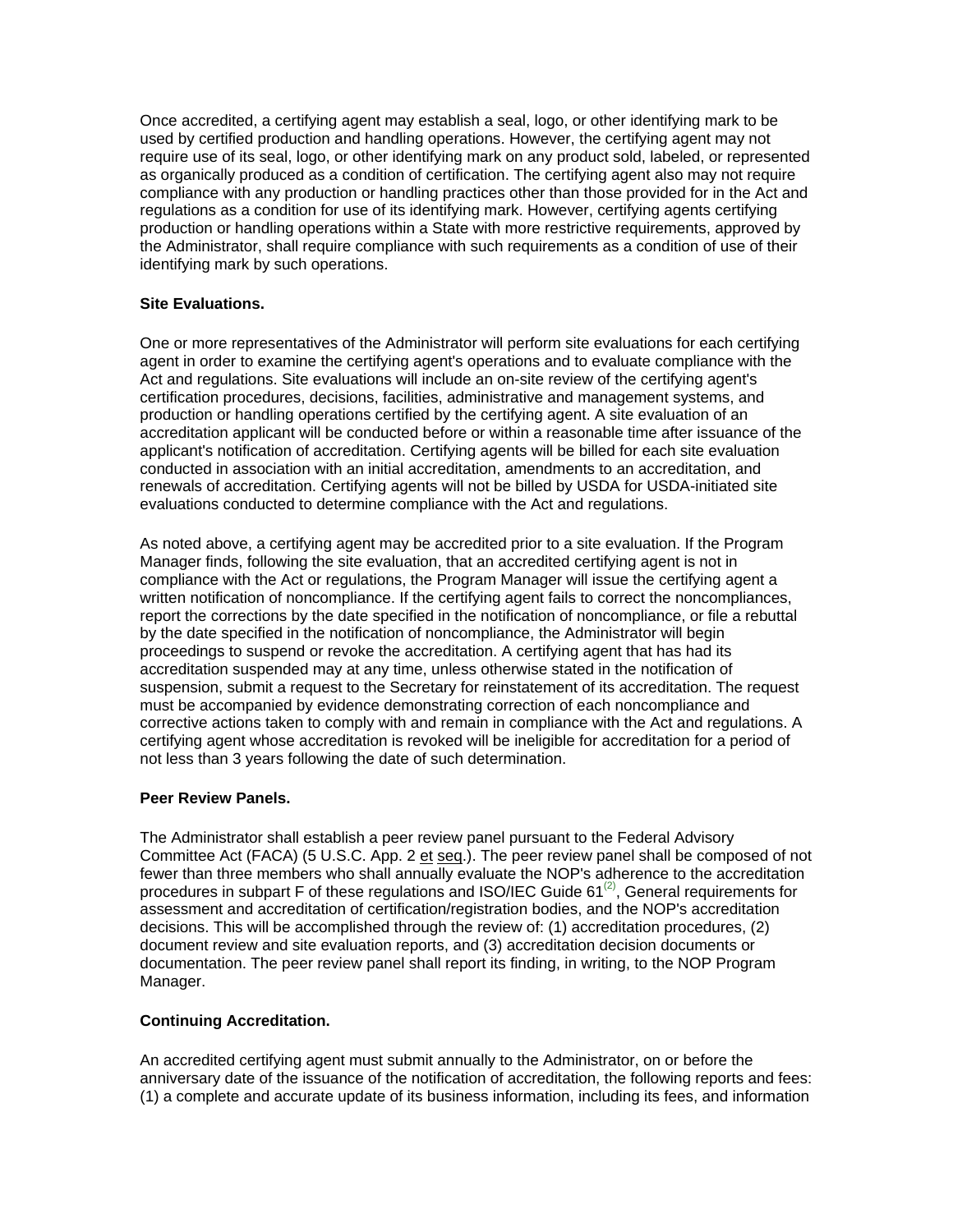Once accredited, a certifying agent may establish a seal, logo, or other identifying mark to be used by certified production and handling operations. However, the certifying agent may not require use of its seal, logo, or other identifying mark on any product sold, labeled, or represented as organically produced as a condition of certification. The certifying agent also may not require compliance with any production or handling practices other than those provided for in the Act and regulations as a condition for use of its identifying mark. However, certifying agents certifying production or handling operations within a State with more restrictive requirements, approved by the Administrator, shall require compliance with such requirements as a condition of use of their identifying mark by such operations.

**Site Evaluations.**

One or more representatives of the Administrator will perform site evaluations for each certifying agent in order to examine the certifying agent's operations and to evaluate compliance with the Act and regulations. Site evaluations will include an on-site review of the certifying agent's certification procedures, decisions, facilities, administrative and management systems, and production or handling operations certified by the certifying agent. A site evaluation of an accreditation applicant will be conducted before or within a reasonable time after issuance of the applicant's notification of accreditation. Certifying agents will be billed for each site evaluation conducted in association with an initial accreditation, amendments to an accreditation, and renewals of accreditation. Certifying agents will not be billed by USDA for USDA-initiated site evaluations conducted to determine compliance with the Act and regulations.

As noted above, a certifying agent may be accredited prior to a site evaluation. If the Program Manager finds, following the site evaluation, that an accredited certifying agent is not in compliance with the Act or regulations, the Program Manager will issue the certifying agent a written notification of noncompliance. If the certifying agent fails to correct the noncompliances, report the corrections by the date specified in the notification of noncompliance, or file a rebuttal by the date specified in the notification of noncompliance, the Administrator will begin proceedings to suspend or revoke the accreditation. A certifying agent that has had its accreditation suspended may at any time, unless otherwise stated in the notification of suspension, submit a request to the Secretary for reinstatement of its accreditation. The request must be accompanied by evidence demonstrating correction of each noncompliance and corrective actions taken to comply with and remain in compliance with the Act and regulations. A certifying agent whose accreditation is revoked will be ineligible for accreditation for a period of not less than 3 years following the date of such determination.

**Peer Review Panels.**

The Administrator shall establish a peer review panel pursuant to the Federal Advisory Committee Act (FACA) (5 U.S.C. App. 2 et seq.). The peer review panel shall be composed of not fewer than three members who shall annually evaluate the NOP's adherence to the accreditation procedures in subpart F of these regulations and ISO/IEC Guide 61[(2)], General requirements for assessment and accreditation of certification/registration bodies, and the NOP's accreditation decisions. This will be accomplished through the review of: (1) accreditation procedures, (2) document review and site evaluation reports, and (3) accreditation decision documents or documentation. The peer review panel shall report its finding, in writing, to the NOP Program Manager.

**Continuing Accreditation.**

An accredited certifying agent must submit annually to the Administrator, on or before the anniversary date of the issuance of the notification of accreditation, the following reports and fees: (1) a complete and accurate update of its business information, including its fees, and information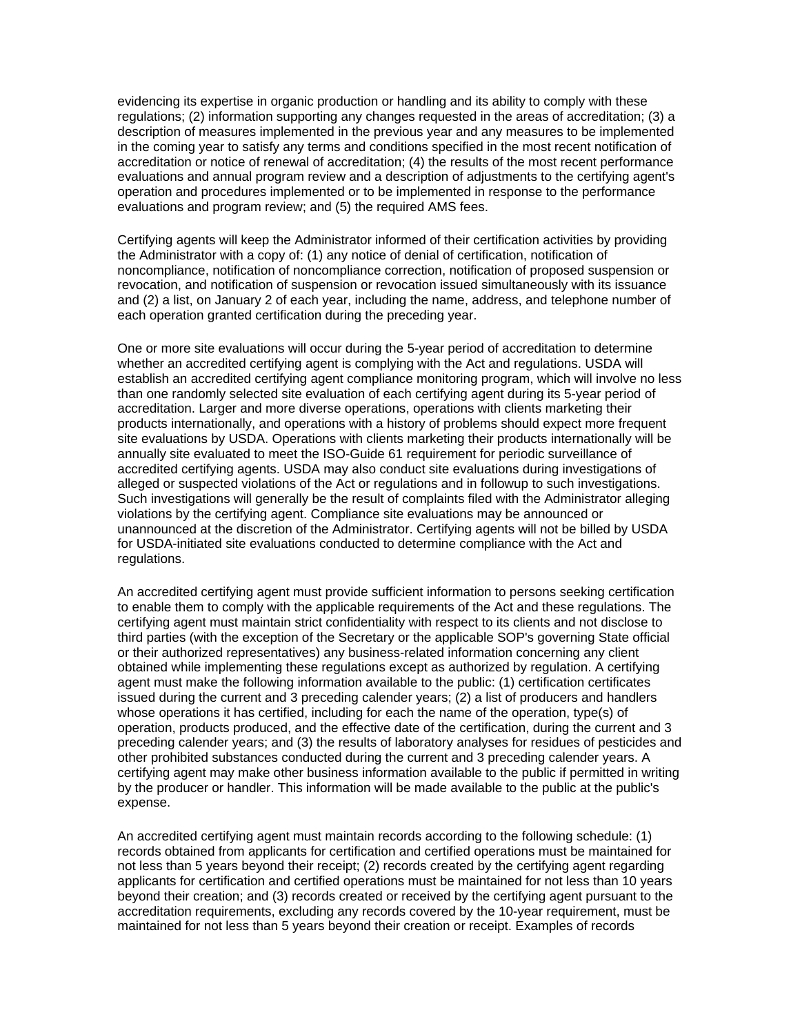evidencing its expertise in organic production or handling and its ability to comply with these regulations; (2) information supporting any changes requested in the areas of accreditation; (3) a description of measures implemented in the previous year and any measures to be implemented in the coming year to satisfy any terms and conditions specified in the most recent notification of accreditation or notice of renewal of accreditation; (4) the results of the most recent performance evaluations and annual program review and a description of adjustments to the certifying agent's operation and procedures implemented or to be implemented in response to the performance evaluations and program review; and (5) the required AMS fees.

Certifying agents will keep the Administrator informed of their certification activities by providing the Administrator with a copy of: (1) any notice of denial of certification, notification of noncompliance, notification of noncompliance correction, notification of proposed suspension or revocation, and notification of suspension or revocation issued simultaneously with its issuance and (2) a list, on January 2 of each year, including the name, address, and telephone number of each operation granted certification during the preceding year.

One or more site evaluations will occur during the 5-year period of accreditation to determine whether an accredited certifying agent is complying with the Act and regulations. USDA will establish an accredited certifying agent compliance monitoring program, which will involve no less than one randomly selected site evaluation of each certifying agent during its 5-year period of accreditation. Larger and more diverse operations, operations with clients marketing their products internationally, and operations with a history of problems should expect more frequent site evaluations by USDA. Operations with clients marketing their products internationally will be annually site evaluated to meet the ISO-Guide 61 requirement for periodic surveillance of accredited certifying agents. USDA may also conduct site evaluations during investigations of alleged or suspected violations of the Act or regulations and in followup to such investigations. Such investigations will generally be the result of complaints filed with the Administrator alleging violations by the certifying agent. Compliance site evaluations may be announced or unannounced at the discretion of the Administrator. Certifying agents will not be billed by USDA for USDA-initiated site evaluations conducted to determine compliance with the Act and regulations.

An accredited certifying agent must provide sufficient information to persons seeking certification to enable them to comply with the applicable requirements of the Act and these regulations. The certifying agent must maintain strict confidentiality with respect to its clients and not disclose to third parties (with the exception of the Secretary or the applicable SOP's governing State official or their authorized representatives) any business-related information concerning any client obtained while implementing these regulations except as authorized by regulation. A certifying agent must make the following information available to the public: (1) certification certificates issued during the current and 3 preceding calender years; (2) a list of producers and handlers whose operations it has certified, including for each the name of the operation, type(s) of operation, products produced, and the effective date of the certification, during the current and 3 preceding calender years; and (3) the results of laboratory analyses for residues of pesticides and other prohibited substances conducted during the current and 3 preceding calender years. A certifying agent may make other business information available to the public if permitted in writing by the producer or handler. This information will be made available to the public at the public's expense.

An accredited certifying agent must maintain records according to the following schedule: (1) records obtained from applicants for certification and certified operations must be maintained for not less than 5 years beyond their receipt; (2) records created by the certifying agent regarding applicants for certification and certified operations must be maintained for not less than 10 years beyond their creation; and (3) records created or received by the certifying agent pursuant to the accreditation requirements, excluding any records covered by the 10-year requirement, must be maintained for not less than 5 years beyond their creation or receipt. Examples of records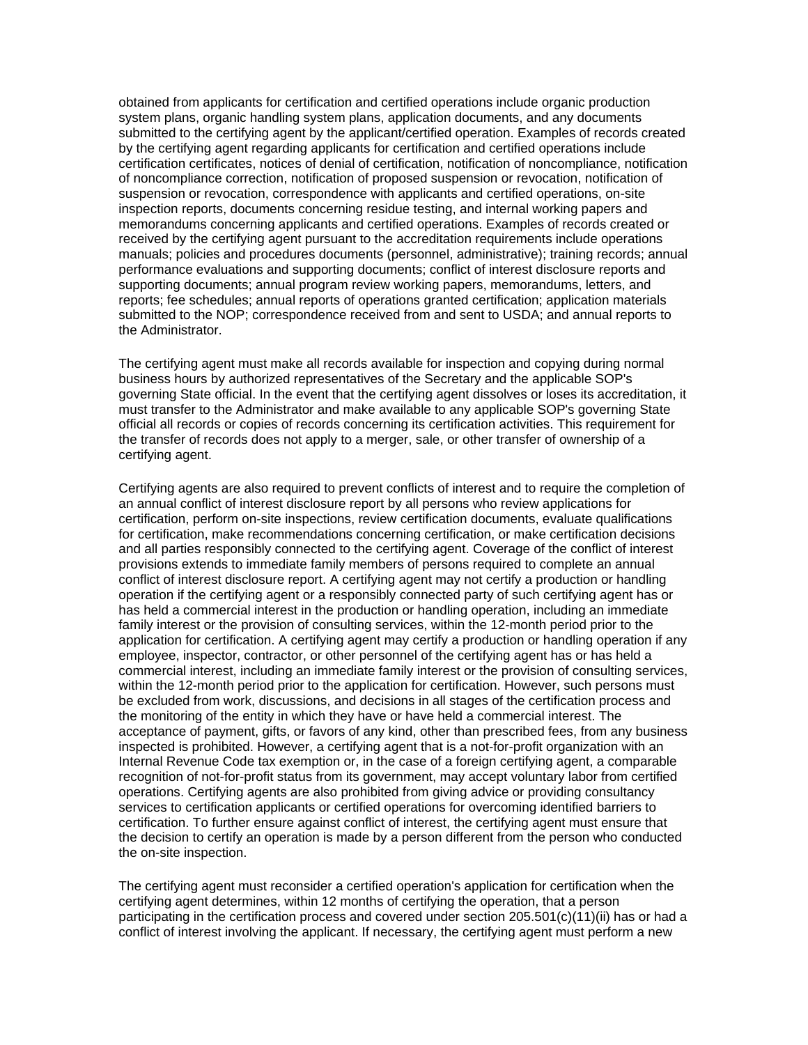obtained from applicants for certification and certified operations include organic production system plans, organic handling system plans, application documents, and any documents submitted to the certifying agent by the applicant/certified operation. Examples of records created by the certifying agent regarding applicants for certification and certified operations include certification certificates, notices of denial of certification, notification of noncompliance, notification of noncompliance correction, notification of proposed suspension or revocation, notification of suspension or revocation, correspondence with applicants and certified operations, on-site inspection reports, documents concerning residue testing, and internal working papers and memorandums concerning applicants and certified operations. Examples of records created or received by the certifying agent pursuant to the accreditation requirements include operations manuals; policies and procedures documents (personnel, administrative); training records; annual performance evaluations and supporting documents; conflict of interest disclosure reports and supporting documents; annual program review working papers, memorandums, letters, and reports; fee schedules; annual reports of operations granted certification; application materials submitted to the NOP; correspondence received from and sent to USDA; and annual reports to the Administrator.

The certifying agent must make all records available for inspection and copying during normal business hours by authorized representatives of the Secretary and the applicable SOP's governing State official. In the event that the certifying agent dissolves or loses its accreditation, it must transfer to the Administrator and make available to any applicable SOP's governing State official all records or copies of records concerning its certification activities. This requirement for the transfer of records does not apply to a merger, sale, or other transfer of ownership of a certifying agent.

Certifying agents are also required to prevent conflicts of interest and to require the completion of an annual conflict of interest disclosure report by all persons who review applications for certification, perform on-site inspections, review certification documents, evaluate qualifications for certification, make recommendations concerning certification, or make certification decisions and all parties responsibly connected to the certifying agent. Coverage of the conflict of interest provisions extends to immediate family members of persons required to complete an annual conflict of interest disclosure report. A certifying agent may not certify a production or handling operation if the certifying agent or a responsibly connected party of such certifying agent has or has held a commercial interest in the production or handling operation, including an immediate family interest or the provision of consulting services, within the 12-month period prior to the application for certification. A certifying agent may certify a production or handling operation if any employee, inspector, contractor, or other personnel of the certifying agent has or has held a commercial interest, including an immediate family interest or the provision of consulting services, within the 12-month period prior to the application for certification. However, such persons must be excluded from work, discussions, and decisions in all stages of the certification process and the monitoring of the entity in which they have or have held a commercial interest. The acceptance of payment, gifts, or favors of any kind, other than prescribed fees, from any business inspected is prohibited. However, a certifying agent that is a not-for-profit organization with an Internal Revenue Code tax exemption or, in the case of a foreign certifying agent, a comparable recognition of not-for-profit status from its government, may accept voluntary labor from certified operations. Certifying agents are also prohibited from giving advice or providing consultancy services to certification applicants or certified operations for overcoming identified barriers to certification. To further ensure against conflict of interest, the certifying agent must ensure that the decision to certify an operation is made by a person different from the person who conducted the on-site inspection.

The certifying agent must reconsider a certified operation's application for certification when the certifying agent determines, within 12 months of certifying the operation, that a person participating in the certification process and covered under section 205.501(c)(11)(ii) has or had a conflict of interest involving the applicant. If necessary, the certifying agent must perform a new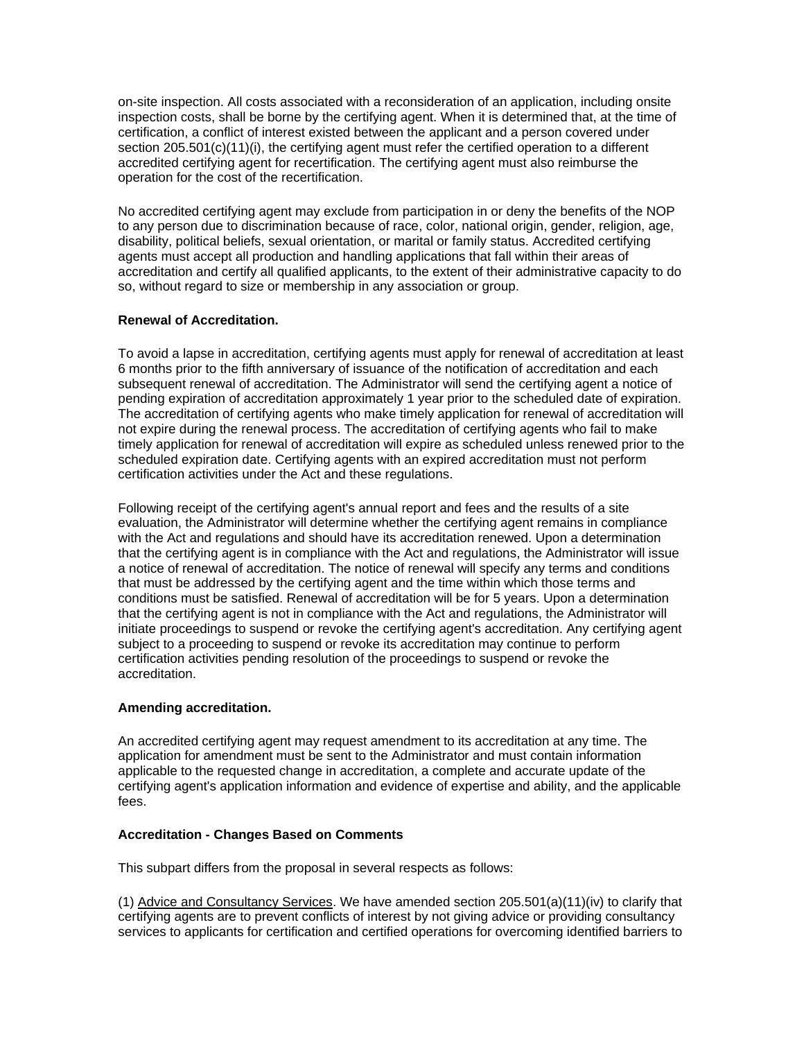on-site inspection. All costs associated with a reconsideration of an application, including onsite inspection costs, shall be borne by the certifying agent. When it is determined that, at the time of certification, a conflict of interest existed between the applicant and a person covered under section 205.501(c)(11)(i), the certifying agent must refer the certified operation to a different accredited certifying agent for recertification. The certifying agent must also reimburse the operation for the cost of the recertification.

No accredited certifying agent may exclude from participation in or deny the benefits of the NOP to any person due to discrimination because of race, color, national origin, gender, religion, age, disability, political beliefs, sexual orientation, or marital or family status. Accredited certifying agents must accept all production and handling applications that fall within their areas of accreditation and certify all qualified applicants, to the extent of their administrative capacity to do so, without regard to size or membership in any association or group.

**Renewal of Accreditation.**

To avoid a lapse in accreditation, certifying agents must apply for renewal of accreditation at least 6 months prior to the fifth anniversary of issuance of the notification of accreditation and each subsequent renewal of accreditation. The Administrator will send the certifying agent a notice of pending expiration of accreditation approximately 1 year prior to the scheduled date of expiration. The accreditation of certifying agents who make timely application for renewal of accreditation will not expire during the renewal process. The accreditation of certifying agents who fail to make timely application for renewal of accreditation will expire as scheduled unless renewed prior to the scheduled expiration date. Certifying agents with an expired accreditation must not perform certification activities under the Act and these regulations.

Following receipt of the certifying agent's annual report and fees and the results of a site evaluation, the Administrator will determine whether the certifying agent remains in compliance with the Act and regulations and should have its accreditation renewed. Upon a determination that the certifying agent is in compliance with the Act and regulations, the Administrator will issue a notice of renewal of accreditation. The notice of renewal will specify any terms and conditions that must be addressed by the certifying agent and the time within which those terms and conditions must be satisfied. Renewal of accreditation will be for 5 years. Upon a determination that the certifying agent is not in compliance with the Act and regulations, the Administrator will initiate proceedings to suspend or revoke the certifying agent's accreditation. Any certifying agent subject to a proceeding to suspend or revoke its accreditation may continue to perform certification activities pending resolution of the proceedings to suspend or revoke the accreditation.

**Amending accreditation.**

An accredited certifying agent may request amendment to its accreditation at any time. The application for amendment must be sent to the Administrator and must contain information applicable to the requested change in accreditation, a complete and accurate update of the certifying agent's application information and evidence of expertise and ability, and the applicable fees.

**Accreditation - Changes Based on Comments**

This subpart differs from the proposal in several respects as follows:

(1) Advice and Consultancy Services. We have amended section 205.501(a)(11)(iv) to clarify that certifying agents are to prevent conflicts of interest by not giving advice or providing consultancy services to applicants for certification and certified operations for overcoming identified barriers to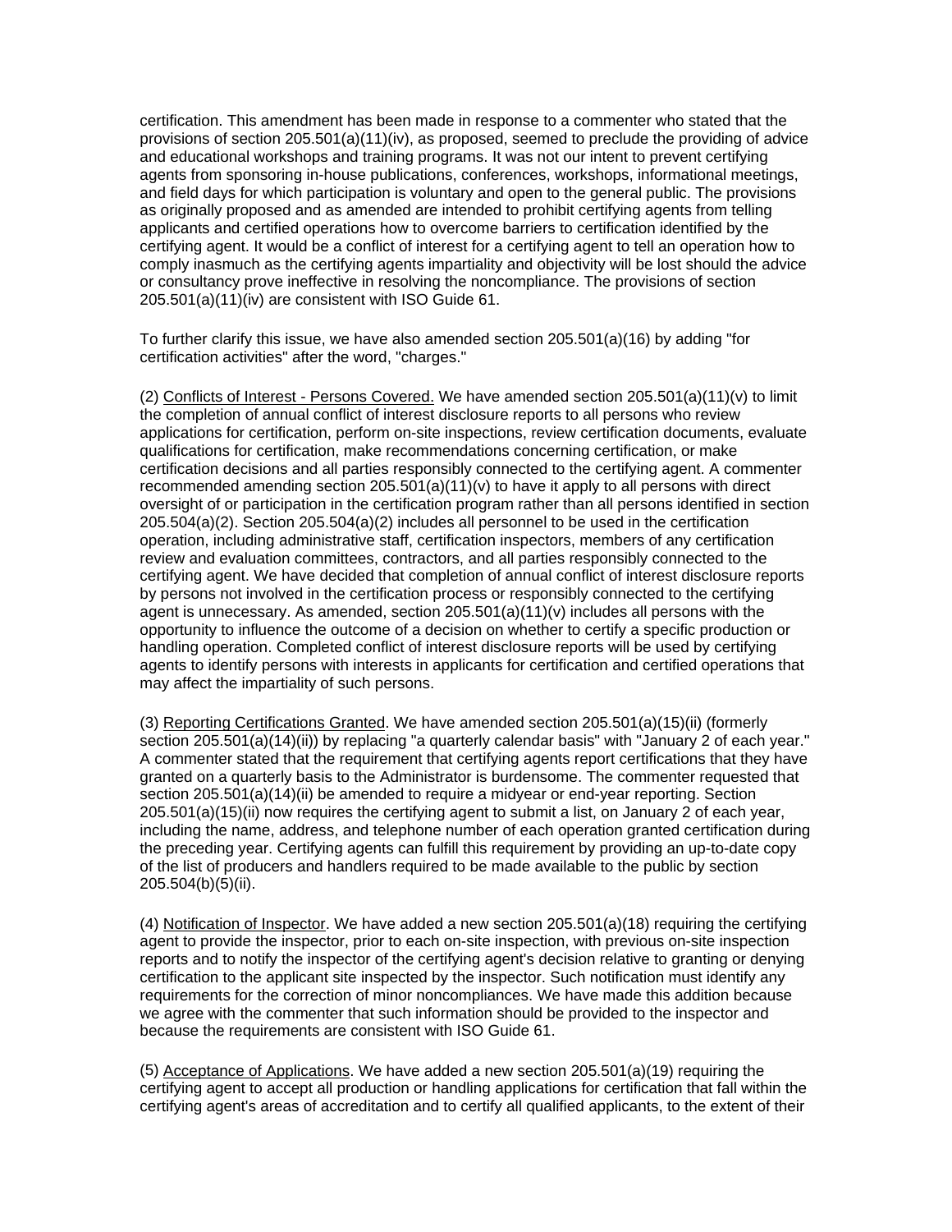certification. This amendment has been made in response to a commenter who stated that the provisions of section 205.501(a)(11)(iv), as proposed, seemed to preclude the providing of advice and educational workshops and training programs. It was not our intent to prevent certifying agents from sponsoring in-house publications, conferences, workshops, informational meetings, and field days for which participation is voluntary and open to the general public. The provisions as originally proposed and as amended are intended to prohibit certifying agents from telling applicants and certified operations how to overcome barriers to certification identified by the certifying agent. It would be a conflict of interest for a certifying agent to tell an operation how to comply inasmuch as the certifying agents impartiality and objectivity will be lost should the advice or consultancy prove ineffective in resolving the noncompliance. The provisions of section 205.501(a)(11)(iv) are consistent with ISO Guide 61.

To further clarify this issue, we have also amended section 205.501(a)(16) by adding "for certification activities" after the word, "charges."

(2) Conflicts of Interest - Persons Covered. We have amended section 205.501(a)(11)(v) to limit the completion of annual conflict of interest disclosure reports to all persons who review applications for certification, perform on-site inspections, review certification documents, evaluate qualifications for certification, make recommendations concerning certification, or make certification decisions and all parties responsibly connected to the certifying agent. A commenter recommended amending section 205.501(a)(11)(v) to have it apply to all persons with direct oversight of or participation in the certification program rather than all persons identified in section 205.504(a)(2). Section 205.504(a)(2) includes all personnel to be used in the certification operation, including administrative staff, certification inspectors, members of any certification review and evaluation committees, contractors, and all parties responsibly connected to the certifying agent. We have decided that completion of annual conflict of interest disclosure reports by persons not involved in the certification process or responsibly connected to the certifying agent is unnecessary. As amended, section 205.501(a)(11)(v) includes all persons with the opportunity to influence the outcome of a decision on whether to certify a specific production or handling operation. Completed conflict of interest disclosure reports will be used by certifying agents to identify persons with interests in applicants for certification and certified operations that may affect the impartiality of such persons.

(3) Reporting Certifications Granted. We have amended section 205.501(a)(15)(ii) (formerly section 205.501(a)(14)(ii)) by replacing "a quarterly calendar basis" with "January 2 of each year." A commenter stated that the requirement that certifying agents report certifications that they have granted on a quarterly basis to the Administrator is burdensome. The commenter requested that section 205.501(a)(14)(ii) be amended to require a midyear or end-year reporting. Section 205.501(a)(15)(ii) now requires the certifying agent to submit a list, on January 2 of each year, including the name, address, and telephone number of each operation granted certification during the preceding year. Certifying agents can fulfill this requirement by providing an up-to-date copy of the list of producers and handlers required to be made available to the public by section 205.504(b)(5)(ii).

(4) Notification of Inspector. We have added a new section 205.501(a)(18) requiring the certifying agent to provide the inspector, prior to each on-site inspection, with previous on-site inspection reports and to notify the inspector of the certifying agent's decision relative to granting or denying certification to the applicant site inspected by the inspector. Such notification must identify any requirements for the correction of minor noncompliances. We have made this addition because we agree with the commenter that such information should be provided to the inspector and because the requirements are consistent with ISO Guide 61.

(5) Acceptance of Applications. We have added a new section 205.501(a)(19) requiring the certifying agent to accept all production or handling applications for certification that fall within the certifying agent's areas of accreditation and to certify all qualified applicants, to the extent of their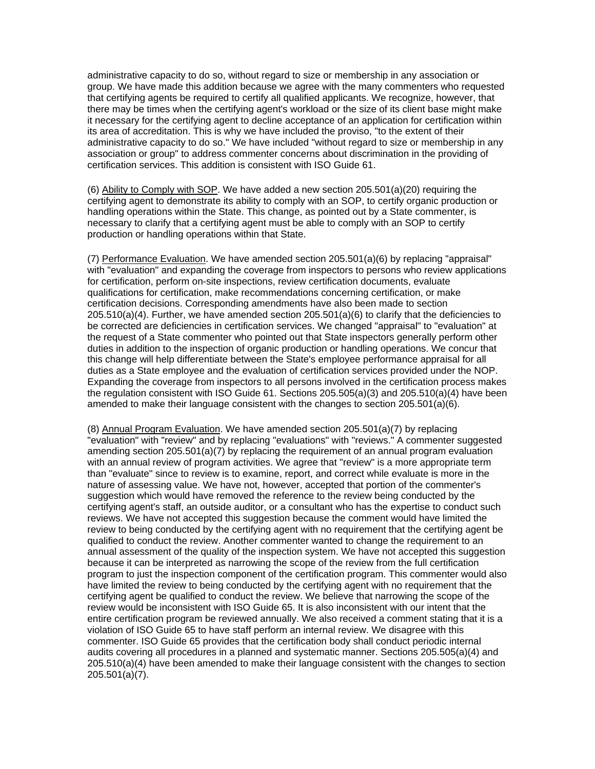administrative capacity to do so, without regard to size or membership in any association or group. We have made this addition because we agree with the many commenters who requested that certifying agents be required to certify all qualified applicants. We recognize, however, that there may be times when the certifying agent's workload or the size of its client base might make it necessary for the certifying agent to decline acceptance of an application for certification within its area of accreditation. This is why we have included the proviso, "to the extent of their administrative capacity to do so." We have included "without regard to size or membership in any association or group" to address commenter concerns about discrimination in the providing of certification services. This addition is consistent with ISO Guide 61.

(6) Ability to Comply with SOP. We have added a new section 205.501(a)(20) requiring the certifying agent to demonstrate its ability to comply with an SOP, to certify organic production or handling operations within the State. This change, as pointed out by a State commenter, is necessary to clarify that a certifying agent must be able to comply with an SOP to certify production or handling operations within that State.

(7) Performance Evaluation. We have amended section 205.501(a)(6) by replacing "appraisal" with "evaluation" and expanding the coverage from inspectors to persons who review applications for certification, perform on-site inspections, review certification documents, evaluate qualifications for certification, make recommendations concerning certification, or make certification decisions. Corresponding amendments have also been made to section 205.510(a)(4). Further, we have amended section 205.501(a)(6) to clarify that the deficiencies to be corrected are deficiencies in certification services. We changed "appraisal" to "evaluation" at the request of a State commenter who pointed out that State inspectors generally perform other duties in addition to the inspection of organic production or handling operations. We concur that this change will help differentiate between the State's employee performance appraisal for all duties as a State employee and the evaluation of certification services provided under the NOP. Expanding the coverage from inspectors to all persons involved in the certification process makes the regulation consistent with ISO Guide 61. Sections 205.505(a)(3) and 205.510(a)(4) have been amended to make their language consistent with the changes to section 205.501(a)(6).

(8) Annual Program Evaluation. We have amended section 205.501(a)(7) by replacing "evaluation" with "review" and by replacing "evaluations" with "reviews." A commenter suggested amending section 205.501(a)(7) by replacing the requirement of an annual program evaluation with an annual review of program activities. We agree that "review" is a more appropriate term than "evaluate" since to review is to examine, report, and correct while evaluate is more in the nature of assessing value. We have not, however, accepted that portion of the commenter's suggestion which would have removed the reference to the review being conducted by the certifying agent's staff, an outside auditor, or a consultant who has the expertise to conduct such reviews. We have not accepted this suggestion because the comment would have limited the review to being conducted by the certifying agent with no requirement that the certifying agent be qualified to conduct the review. Another commenter wanted to change the requirement to an annual assessment of the quality of the inspection system. We have not accepted this suggestion because it can be interpreted as narrowing the scope of the review from the full certification program to just the inspection component of the certification program. This commenter would also have limited the review to being conducted by the certifying agent with no requirement that the certifying agent be qualified to conduct the review. We believe that narrowing the scope of the review would be inconsistent with ISO Guide 65. It is also inconsistent with our intent that the entire certification program be reviewed annually. We also received a comment stating that it is a violation of ISO Guide 65 to have staff perform an internal review. We disagree with this commenter. ISO Guide 65 provides that the certification body shall conduct periodic internal audits covering all procedures in a planned and systematic manner. Sections 205.505(a)(4) and 205.510(a)(4) have been amended to make their language consistent with the changes to section 205.501(a)(7).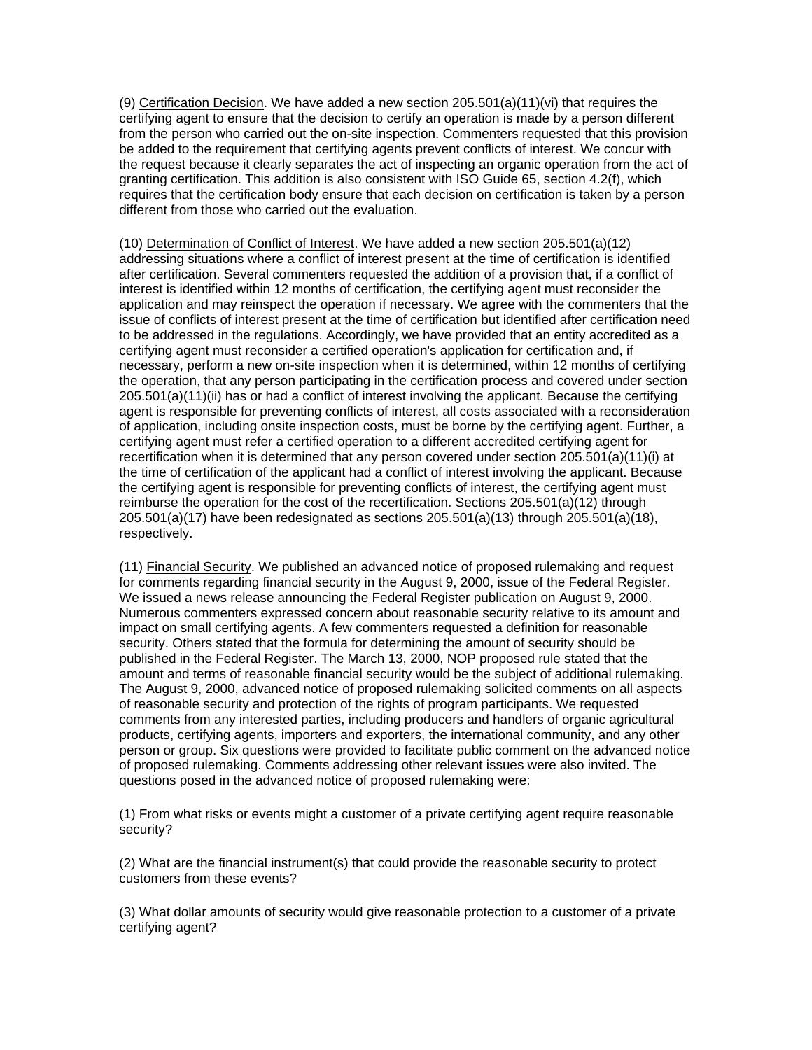(9) Certification Decision. We have added a new section 205.501(a)(11)(vi) that requires the certifying agent to ensure that the decision to certify an operation is made by a person different from the person who carried out the on-site inspection. Commenters requested that this provision be added to the requirement that certifying agents prevent conflicts of interest. We concur with the request because it clearly separates the act of inspecting an organic operation from the act of granting certification. This addition is also consistent with ISO Guide 65, section 4.2(f), which requires that the certification body ensure that each decision on certification is taken by a person different from those who carried out the evaluation.

(10) Determination of Conflict of Interest. We have added a new section 205.501(a)(12) addressing situations where a conflict of interest present at the time of certification is identified after certification. Several commenters requested the addition of a provision that, if a conflict of interest is identified within 12 months of certification, the certifying agent must reconsider the application and may reinspect the operation if necessary. We agree with the commenters that the issue of conflicts of interest present at the time of certification but identified after certification need to be addressed in the regulations. Accordingly, we have provided that an entity accredited as a certifying agent must reconsider a certified operation's application for certification and, if necessary, perform a new on-site inspection when it is determined, within 12 months of certifying the operation, that any person participating in the certification process and covered under section 205.501(a)(11)(ii) has or had a conflict of interest involving the applicant. Because the certifying agent is responsible for preventing conflicts of interest, all costs associated with a reconsideration of application, including onsite inspection costs, must be borne by the certifying agent. Further, a certifying agent must refer a certified operation to a different accredited certifying agent for recertification when it is determined that any person covered under section 205.501(a)(11)(i) at the time of certification of the applicant had a conflict of interest involving the applicant. Because the certifying agent is responsible for preventing conflicts of interest, the certifying agent must reimburse the operation for the cost of the recertification. Sections 205.501(a)(12) through 205.501(a)(17) have been redesignated as sections 205.501(a)(13) through 205.501(a)(18), respectively.

(11) Financial Security. We published an advanced notice of proposed rulemaking and request for comments regarding financial security in the August 9, 2000, issue of the Federal Register. We issued a news release announcing the Federal Register publication on August 9, 2000. Numerous commenters expressed concern about reasonable security relative to its amount and impact on small certifying agents. A few commenters requested a definition for reasonable security. Others stated that the formula for determining the amount of security should be published in the Federal Register. The March 13, 2000, NOP proposed rule stated that the amount and terms of reasonable financial security would be the subject of additional rulemaking. The August 9, 2000, advanced notice of proposed rulemaking solicited comments on all aspects of reasonable security and protection of the rights of program participants. We requested comments from any interested parties, including producers and handlers of organic agricultural products, certifying agents, importers and exporters, the international community, and any other person or group. Six questions were provided to facilitate public comment on the advanced notice of proposed rulemaking. Comments addressing other relevant issues were also invited. The questions posed in the advanced notice of proposed rulemaking were:

(1) From what risks or events might a customer of a private certifying agent require reasonable security?

(2) What are the financial instrument(s) that could provide the reasonable security to protect customers from these events?

(3) What dollar amounts of security would give reasonable protection to a customer of a private certifying agent?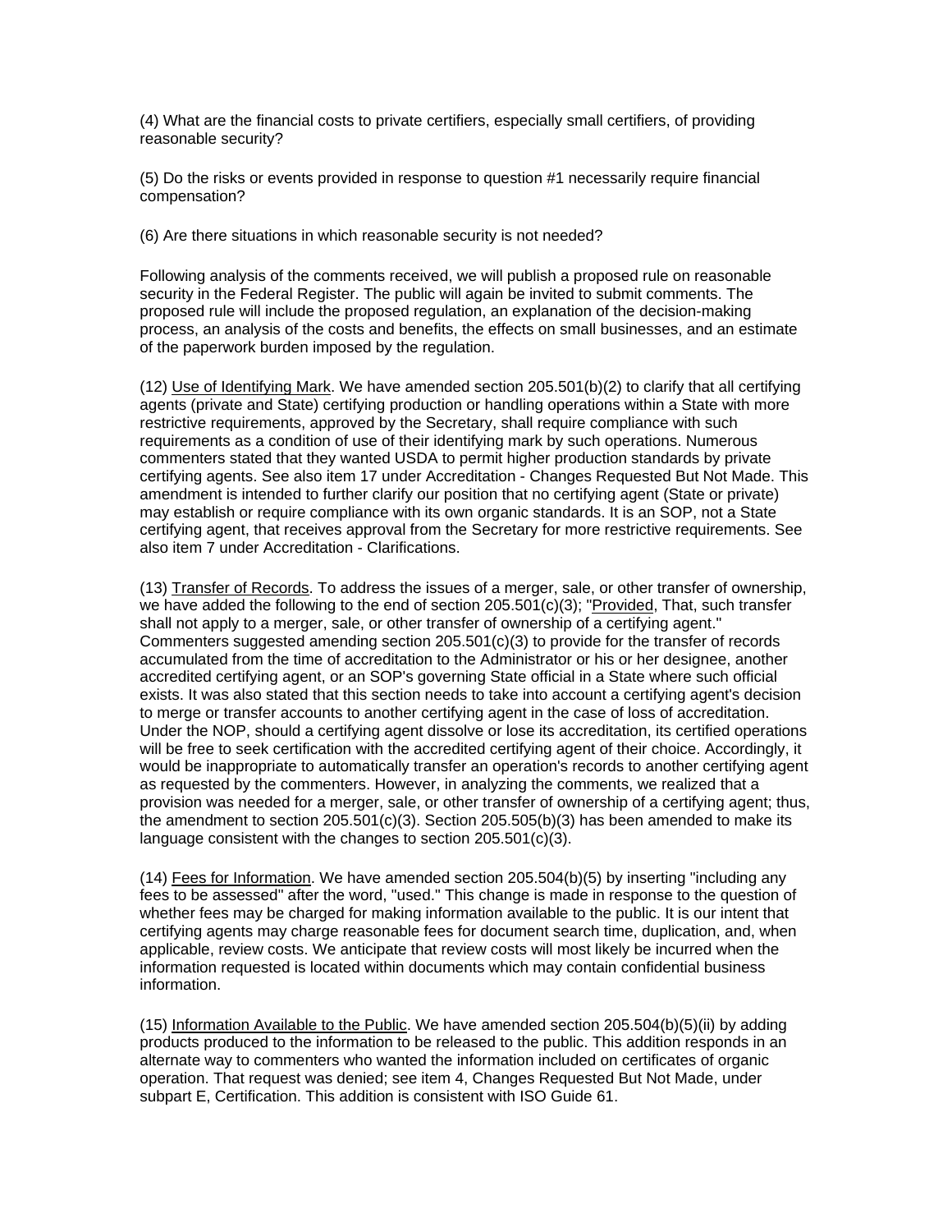(4) What are the financial costs to private certifiers, especially small certifiers, of providing reasonable security?

(5) Do the risks or events provided in response to question #1 necessarily require financial compensation?

(6) Are there situations in which reasonable security is not needed?

Following analysis of the comments received, we will publish a proposed rule on reasonable security in the Federal Register. The public will again be invited to submit comments. The proposed rule will include the proposed regulation, an explanation of the decision-making process, an analysis of the costs and benefits, the effects on small businesses, and an estimate of the paperwork burden imposed by the regulation.

(12) Use of Identifying Mark. We have amended section 205.501(b)(2) to clarify that all certifying agents (private and State) certifying production or handling operations within a State with more restrictive requirements, approved by the Secretary, shall require compliance with such requirements as a condition of use of their identifying mark by such operations. Numerous commenters stated that they wanted USDA to permit higher production standards by private certifying agents. See also item 17 under Accreditation - Changes Requested But Not Made. This amendment is intended to further clarify our position that no certifying agent (State or private) may establish or require compliance with its own organic standards. It is an SOP, not a State certifying agent, that receives approval from the Secretary for more restrictive requirements. See also item 7 under Accreditation - Clarifications.

(13) Transfer of Records. To address the issues of a merger, sale, or other transfer of ownership, we have added the following to the end of section 205.501(c)(3); "Provided, That, such transfer shall not apply to a merger, sale, or other transfer of ownership of a certifying agent." Commenters suggested amending section 205.501(c)(3) to provide for the transfer of records accumulated from the time of accreditation to the Administrator or his or her designee, another accredited certifying agent, or an SOP's governing State official in a State where such official exists. It was also stated that this section needs to take into account a certifying agent's decision to merge or transfer accounts to another certifying agent in the case of loss of accreditation. Under the NOP, should a certifying agent dissolve or lose its accreditation, its certified operations will be free to seek certification with the accredited certifying agent of their choice. Accordingly, it would be inappropriate to automatically transfer an operation's records to another certifying agent as requested by the commenters. However, in analyzing the comments, we realized that a provision was needed for a merger, sale, or other transfer of ownership of a certifying agent; thus, the amendment to section 205.501(c)(3). Section 205.505(b)(3) has been amended to make its language consistent with the changes to section 205.501(c)(3).

(14) Fees for Information. We have amended section 205.504(b)(5) by inserting "including any fees to be assessed" after the word, "used." This change is made in response to the question of whether fees may be charged for making information available to the public. It is our intent that certifying agents may charge reasonable fees for document search time, duplication, and, when applicable, review costs. We anticipate that review costs will most likely be incurred when the information requested is located within documents which may contain confidential business information.

(15) Information Available to the Public. We have amended section 205.504(b)(5)(ii) by adding products produced to the information to be released to the public. This addition responds in an alternate way to commenters who wanted the information included on certificates of organic operation. That request was denied; see item 4, Changes Requested But Not Made, under subpart E, Certification. This addition is consistent with ISO Guide 61.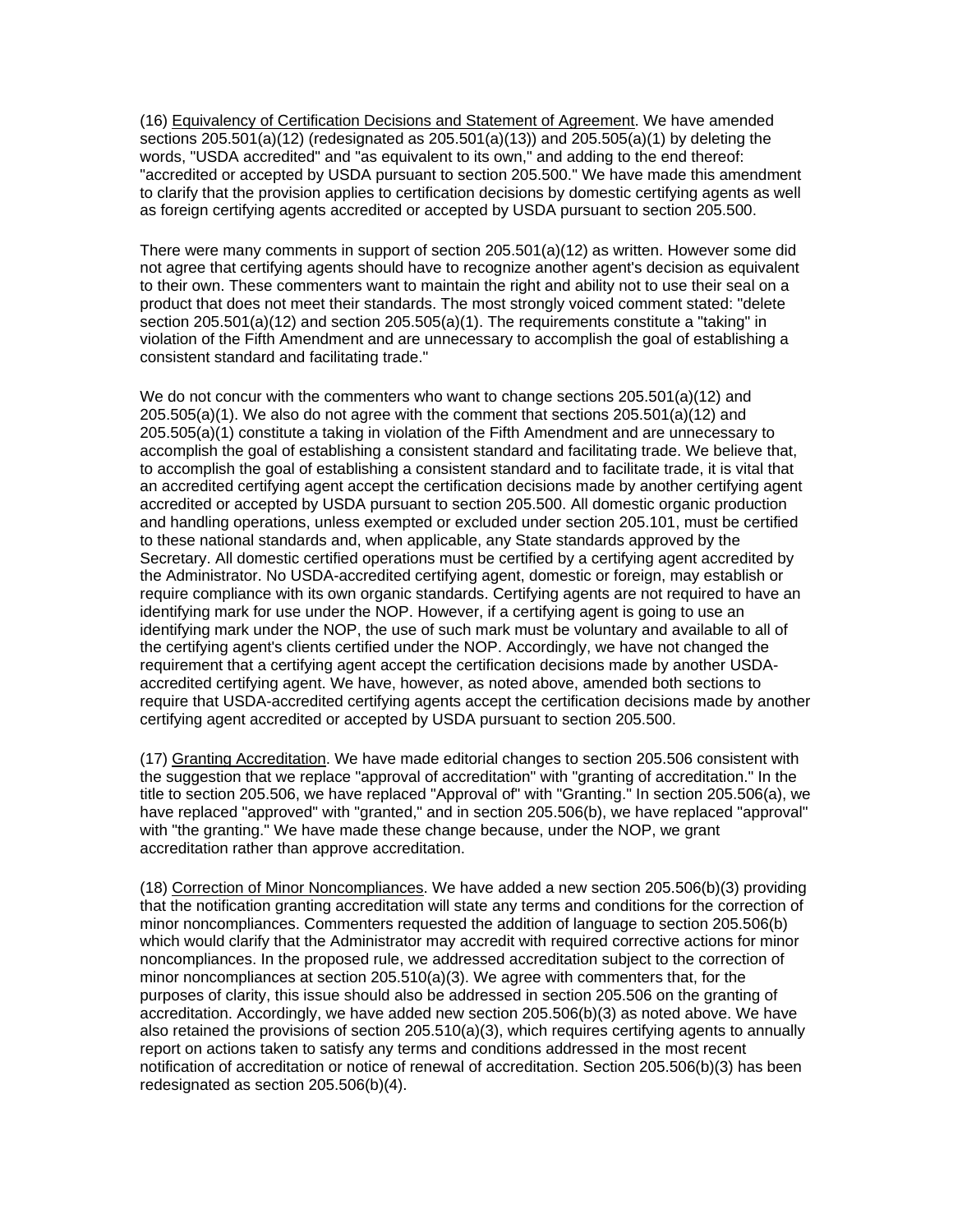(16) <u>Equivalency of Certification Decisions and Statement of Agreement</u>. We have amended sections 205.501(a)(12) (redesignated as 205.501(a)(13)) and 205.505(a)(1) by deleting the words, "USDA accredited" and "as equivalent to its own," and adding to the end thereof: "accredited or accepted by USDA pursuant to section 205.500." We have made this amendment to clarify that the provision applies to certification decisions by domestic certifying agents as well as foreign certifying agents accredited or accepted by USDA pursuant to section 205.500.

There were many comments in support of section 205.501(a)(12) as written. However some did not agree that certifying agents should have to recognize another agent's decision as equivalent to their own. These commenters want to maintain the right and ability not to use their seal on a product that does not meet their standards. The most strongly voiced comment stated: "delete section 205.501(a)(12) and section 205.505(a)(1). The requirements constitute a "taking" in violation of the Fifth Amendment and are unnecessary to accomplish the goal of establishing a consistent standard and facilitating trade."

We do not concur with the commenters who want to change sections 205.501(a)(12) and 205.505(a)(1). We also do not agree with the comment that sections 205.501(a)(12) and 205.505(a)(1) constitute a taking in violation of the Fifth Amendment and are unnecessary to accomplish the goal of establishing a consistent standard and facilitating trade. We believe that, to accomplish the goal of establishing a consistent standard and to facilitate trade, it is vital that an accredited certifying agent accept the certification decisions made by another certifying agent accredited or accepted by USDA pursuant to section 205.500. All domestic organic production and handling operations, unless exempted or excluded under section 205.101, must be certified to these national standards and, when applicable, any State standards approved by the Secretary. All domestic certified operations must be certified by a certifying agent accredited by the Administrator. No USDA-accredited certifying agent, domestic or foreign, may establish or require compliance with its own organic standards. Certifying agents are not required to have an identifying mark for use under the NOP. However, if a certifying agent is going to use an identifying mark under the NOP, the use of such mark must be voluntary and available to all of the certifying agent's clients certified under the NOP. Accordingly, we have not changed the requirement that a certifying agent accept the certification decisions made by another USDA-accredited certifying agent. We have, however, as noted above, amended both sections to require that USDA-accredited certifying agents accept the certification decisions made by another certifying agent accredited or accepted by USDA pursuant to section 205.500.

(17) <u>Granting Accreditation</u>. We have made editorial changes to section 205.506 consistent with the suggestion that we replace "approval of accreditation" with "granting of accreditation." In the title to section 205.506, we have replaced "Approval of" with "Granting." In section 205.506(a), we have replaced "approved" with "granted," and in section 205.506(b), we have replaced "approval" with "the granting." We have made these change because, under the NOP, we grant accreditation rather than approve accreditation.

(18) <u>Correction of Minor Noncompliances</u>. We have added a new section 205.506(b)(3) providing that the notification granting accreditation will state any terms and conditions for the correction of minor noncompliances. Commenters requested the addition of language to section 205.506(b) which would clarify that the Administrator may accredit with required corrective actions for minor noncompliances. In the proposed rule, we addressed accreditation subject to the correction of minor noncompliances at section 205.510(a)(3). We agree with commenters that, for the purposes of clarity, this issue should also be addressed in section 205.506 on the granting of accreditation. Accordingly, we have added new section 205.506(b)(3) as noted above. We have also retained the provisions of section 205.510(a)(3), which requires certifying agents to annually report on actions taken to satisfy any terms and conditions addressed in the most recent notification of accreditation or notice of renewal of accreditation. Section 205.506(b)(3) has been redesignated as section 205.506(b)(4).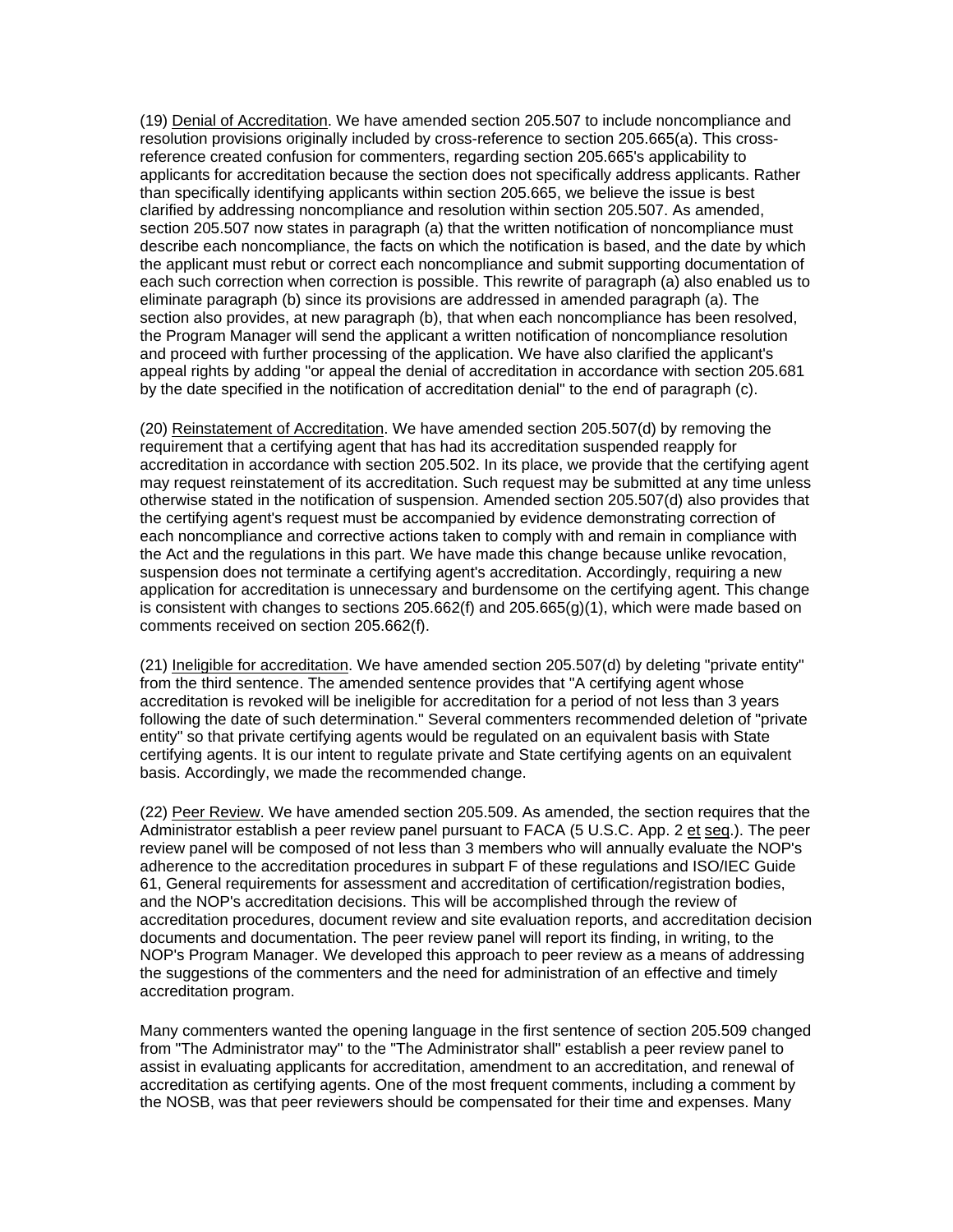(19) Denial of Accreditation. We have amended section 205.507 to include noncompliance and resolution provisions originally included by cross-reference to section 205.665(a). This cross-reference created confusion for commenters, regarding section 205.665's applicability to applicants for accreditation because the section does not specifically address applicants. Rather than specifically identifying applicants within section 205.665, we believe the issue is best clarified by addressing noncompliance and resolution within section 205.507. As amended, section 205.507 now states in paragraph (a) that the written notification of noncompliance must describe each noncompliance, the facts on which the notification is based, and the date by which the applicant must rebut or correct each noncompliance and submit supporting documentation of each such correction when correction is possible. This rewrite of paragraph (a) also enabled us to eliminate paragraph (b) since its provisions are addressed in amended paragraph (a). The section also provides, at new paragraph (b), that when each noncompliance has been resolved, the Program Manager will send the applicant a written notification of noncompliance resolution and proceed with further processing of the application. We have also clarified the applicant's appeal rights by adding "or appeal the denial of accreditation in accordance with section 205.681 by the date specified in the notification of accreditation denial" to the end of paragraph (c).

(20) Reinstatement of Accreditation. We have amended section 205.507(d) by removing the requirement that a certifying agent that has had its accreditation suspended reapply for accreditation in accordance with section 205.502. In its place, we provide that the certifying agent may request reinstatement of its accreditation. Such request may be submitted at any time unless otherwise stated in the notification of suspension. Amended section 205.507(d) also provides that the certifying agent's request must be accompanied by evidence demonstrating correction of each noncompliance and corrective actions taken to comply with and remain in compliance with the Act and the regulations in this part. We have made this change because unlike revocation, suspension does not terminate a certifying agent's accreditation. Accordingly, requiring a new application for accreditation is unnecessary and burdensome on the certifying agent. This change is consistent with changes to sections 205.662(f) and 205.665(g)(1), which were made based on comments received on section 205.662(f).

(21) Ineligible for accreditation. We have amended section 205.507(d) by deleting "private entity" from the third sentence. The amended sentence provides that "A certifying agent whose accreditation is revoked will be ineligible for accreditation for a period of not less than 3 years following the date of such determination." Several commenters recommended deletion of "private entity" so that private certifying agents would be regulated on an equivalent basis with State certifying agents. It is our intent to regulate private and State certifying agents on an equivalent basis. Accordingly, we made the recommended change.

(22) Peer Review. We have amended section 205.509. As amended, the section requires that the Administrator establish a peer review panel pursuant to FACA (5 U.S.C. App. 2 et seq.). The peer review panel will be composed of not less than 3 members who will annually evaluate the NOP's adherence to the accreditation procedures in subpart F of these regulations and ISO/IEC Guide 61, General requirements for assessment and accreditation of certification/registration bodies, and the NOP's accreditation decisions. This will be accomplished through the review of accreditation procedures, document review and site evaluation reports, and accreditation decision documents and documentation. The peer review panel will report its finding, in writing, to the NOP's Program Manager. We developed this approach to peer review as a means of addressing the suggestions of the commenters and the need for administration of an effective and timely accreditation program.

Many commenters wanted the opening language in the first sentence of section 205.509 changed from "The Administrator may" to the "The Administrator shall" establish a peer review panel to assist in evaluating applicants for accreditation, amendment to an accreditation, and renewal of accreditation as certifying agents. One of the most frequent comments, including a comment by the NOSB, was that peer reviewers should be compensated for their time and expenses. Many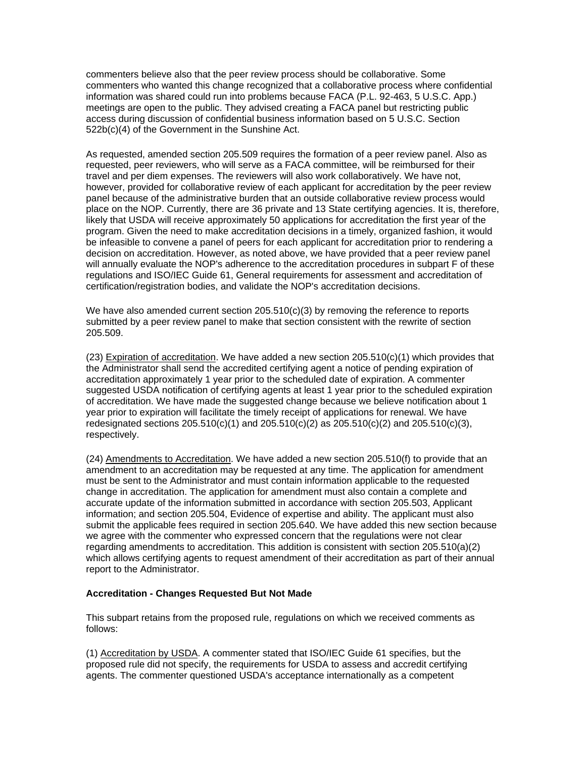commenters believe also that the peer review process should be collaborative. Some commenters who wanted this change recognized that a collaborative process where confidential information was shared could run into problems because FACA (P.L. 92-463, 5 U.S.C. App.) meetings are open to the public. They advised creating a FACA panel but restricting public access during discussion of confidential business information based on 5 U.S.C. Section 522b(c)(4) of the Government in the Sunshine Act.

As requested, amended section 205.509 requires the formation of a peer review panel. Also as requested, peer reviewers, who will serve as a FACA committee, will be reimbursed for their travel and per diem expenses. The reviewers will also work collaboratively. We have not, however, provided for collaborative review of each applicant for accreditation by the peer review panel because of the administrative burden that an outside collaborative review process would place on the NOP. Currently, there are 36 private and 13 State certifying agencies. It is, therefore, likely that USDA will receive approximately 50 applications for accreditation the first year of the program. Given the need to make accreditation decisions in a timely, organized fashion, it would be infeasible to convene a panel of peers for each applicant for accreditation prior to rendering a decision on accreditation. However, as noted above, we have provided that a peer review panel will annually evaluate the NOP's adherence to the accreditation procedures in subpart F of these regulations and ISO/IEC Guide 61, General requirements for assessment and accreditation of certification/registration bodies, and validate the NOP's accreditation decisions.

We have also amended current section 205.510(c)(3) by removing the reference to reports submitted by a peer review panel to make that section consistent with the rewrite of section 205.509.

(23) Expiration of accreditation. We have added a new section 205.510(c)(1) which provides that the Administrator shall send the accredited certifying agent a notice of pending expiration of accreditation approximately 1 year prior to the scheduled date of expiration. A commenter suggested USDA notification of certifying agents at least 1 year prior to the scheduled expiration of accreditation. We have made the suggested change because we believe notification about 1 year prior to expiration will facilitate the timely receipt of applications for renewal. We have redesignated sections 205.510(c)(1) and 205.510(c)(2) as 205.510(c)(2) and 205.510(c)(3), respectively.

(24) Amendments to Accreditation. We have added a new section 205.510(f) to provide that an amendment to an accreditation may be requested at any time. The application for amendment must be sent to the Administrator and must contain information applicable to the requested change in accreditation. The application for amendment must also contain a complete and accurate update of the information submitted in accordance with section 205.503, Applicant information; and section 205.504, Evidence of expertise and ability. The applicant must also submit the applicable fees required in section 205.640. We have added this new section because we agree with the commenter who expressed concern that the regulations were not clear regarding amendments to accreditation. This addition is consistent with section 205.510(a)(2) which allows certifying agents to request amendment of their accreditation as part of their annual report to the Administrator.

**Accreditation - Changes Requested But Not Made**

This subpart retains from the proposed rule, regulations on which we received comments as follows:

(1) Accreditation by USDA. A commenter stated that ISO/IEC Guide 61 specifies, but the proposed rule did not specify, the requirements for USDA to assess and accredit certifying agents. The commenter questioned USDA's acceptance internationally as a competent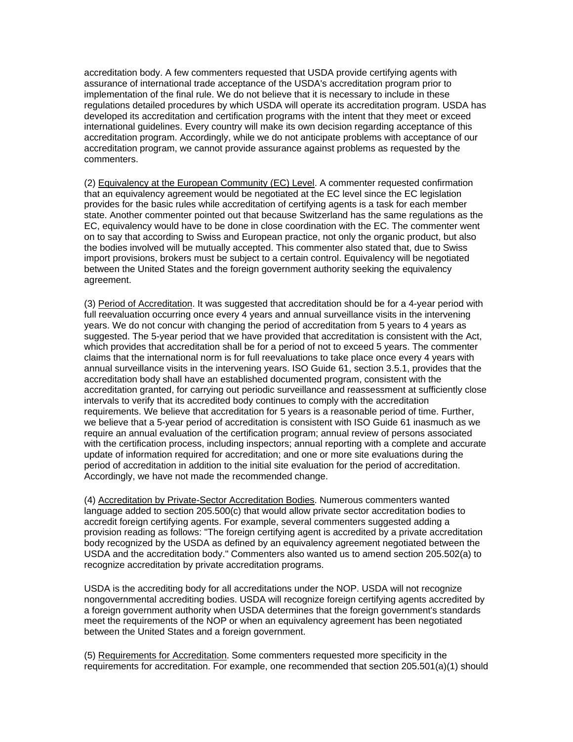accreditation body. A few commenters requested that USDA provide certifying agents with assurance of international trade acceptance of the USDA's accreditation program prior to implementation of the final rule. We do not believe that it is necessary to include in these regulations detailed procedures by which USDA will operate its accreditation program. USDA has developed its accreditation and certification programs with the intent that they meet or exceed international guidelines. Every country will make its own decision regarding acceptance of this accreditation program. Accordingly, while we do not anticipate problems with acceptance of our accreditation program, we cannot provide assurance against problems as requested by the commenters.

(2) Equivalency at the European Community (EC) Level. A commenter requested confirmation that an equivalency agreement would be negotiated at the EC level since the EC legislation provides for the basic rules while accreditation of certifying agents is a task for each member state. Another commenter pointed out that because Switzerland has the same regulations as the EC, equivalency would have to be done in close coordination with the EC. The commenter went on to say that according to Swiss and European practice, not only the organic product, but also the bodies involved will be mutually accepted. This commenter also stated that, due to Swiss import provisions, brokers must be subject to a certain control. Equivalency will be negotiated between the United States and the foreign government authority seeking the equivalency agreement.

(3) Period of Accreditation. It was suggested that accreditation should be for a 4-year period with full reevaluation occurring once every 4 years and annual surveillance visits in the intervening years. We do not concur with changing the period of accreditation from 5 years to 4 years as suggested. The 5-year period that we have provided that accreditation is consistent with the Act, which provides that accreditation shall be for a period of not to exceed 5 years. The commenter claims that the international norm is for full reevaluations to take place once every 4 years with annual surveillance visits in the intervening years. ISO Guide 61, section 3.5.1, provides that the accreditation body shall have an established documented program, consistent with the accreditation granted, for carrying out periodic surveillance and reassessment at sufficiently close intervals to verify that its accredited body continues to comply with the accreditation requirements. We believe that accreditation for 5 years is a reasonable period of time. Further, we believe that a 5-year period of accreditation is consistent with ISO Guide 61 inasmuch as we require an annual evaluation of the certification program; annual review of persons associated with the certification process, including inspectors; annual reporting with a complete and accurate update of information required for accreditation; and one or more site evaluations during the period of accreditation in addition to the initial site evaluation for the period of accreditation. Accordingly, we have not made the recommended change.

(4) Accreditation by Private-Sector Accreditation Bodies. Numerous commenters wanted language added to section 205.500(c) that would allow private sector accreditation bodies to accredit foreign certifying agents. For example, several commenters suggested adding a provision reading as follows: "The foreign certifying agent is accredited by a private accreditation body recognized by the USDA as defined by an equivalency agreement negotiated between the USDA and the accreditation body." Commenters also wanted us to amend section 205.502(a) to recognize accreditation by private accreditation programs.

USDA is the accrediting body for all accreditations under the NOP. USDA will not recognize nongovernmental accrediting bodies. USDA will recognize foreign certifying agents accredited by a foreign government authority when USDA determines that the foreign government's standards meet the requirements of the NOP or when an equivalency agreement has been negotiated between the United States and a foreign government.

(5) Requirements for Accreditation. Some commenters requested more specificity in the requirements for accreditation. For example, one recommended that section 205.501(a)(1) should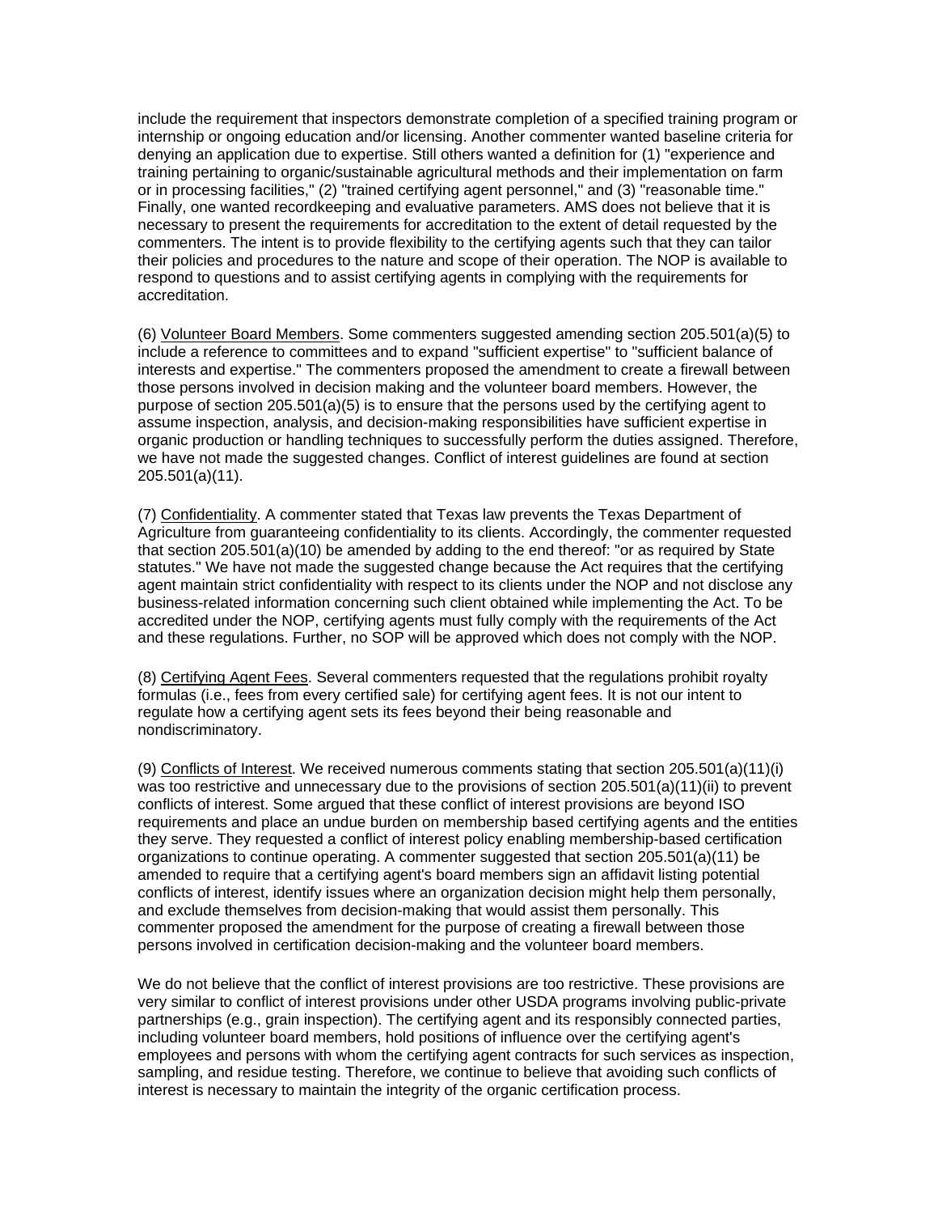include the requirement that inspectors demonstrate completion of a specified training program or internship or ongoing education and/or licensing. Another commenter wanted baseline criteria for denying an application due to expertise. Still others wanted a definition for (1) "experience and training pertaining to organic/sustainable agricultural methods and their implementation on farm or in processing facilities," (2) "trained certifying agent personnel," and (3) "reasonable time." Finally, one wanted recordkeeping and evaluative parameters. AMS does not believe that it is necessary to present the requirements for accreditation to the extent of detail requested by the commenters. The intent is to provide flexibility to the certifying agents such that they can tailor their policies and procedures to the nature and scope of their operation. The NOP is available to respond to questions and to assist certifying agents in complying with the requirements for accreditation.

(6) Volunteer Board Members. Some commenters suggested amending section 205.501(a)(5) to include a reference to committees and to expand "sufficient expertise" to "sufficient balance of interests and expertise." The commenters proposed the amendment to create a firewall between those persons involved in decision making and the volunteer board members. However, the purpose of section 205.501(a)(5) is to ensure that the persons used by the certifying agent to assume inspection, analysis, and decision-making responsibilities have sufficient expertise in organic production or handling techniques to successfully perform the duties assigned. Therefore, we have not made the suggested changes. Conflict of interest guidelines are found at section 205.501(a)(11).

(7) Confidentiality. A commenter stated that Texas law prevents the Texas Department of Agriculture from guaranteeing confidentiality to its clients. Accordingly, the commenter requested that section 205.501(a)(10) be amended by adding to the end thereof: "or as required by State statutes." We have not made the suggested change because the Act requires that the certifying agent maintain strict confidentiality with respect to its clients under the NOP and not disclose any business-related information concerning such client obtained while implementing the Act. To be accredited under the NOP, certifying agents must fully comply with the requirements of the Act and these regulations. Further, no SOP will be approved which does not comply with the NOP.

(8) Certifying Agent Fees. Several commenters requested that the regulations prohibit royalty formulas (i.e., fees from every certified sale) for certifying agent fees. It is not our intent to regulate how a certifying agent sets its fees beyond their being reasonable and nondiscriminatory.

(9) Conflicts of Interest. We received numerous comments stating that section 205.501(a)(11)(i) was too restrictive and unnecessary due to the provisions of section 205.501(a)(11)(ii) to prevent conflicts of interest. Some argued that these conflict of interest provisions are beyond ISO requirements and place an undue burden on membership based certifying agents and the entities they serve. They requested a conflict of interest policy enabling membership-based certification organizations to continue operating. A commenter suggested that section 205.501(a)(11) be amended to require that a certifying agent's board members sign an affidavit listing potential conflicts of interest, identify issues where an organization decision might help them personally, and exclude themselves from decision-making that would assist them personally. This commenter proposed the amendment for the purpose of creating a firewall between those persons involved in certification decision-making and the volunteer board members.

We do not believe that the conflict of interest provisions are too restrictive. These provisions are very similar to conflict of interest provisions under other USDA programs involving public-private partnerships (e.g., grain inspection). The certifying agent and its responsibly connected parties, including volunteer board members, hold positions of influence over the certifying agent's employees and persons with whom the certifying agent contracts for such services as inspection, sampling, and residue testing. Therefore, we continue to believe that avoiding such conflicts of interest is necessary to maintain the integrity of the organic certification process.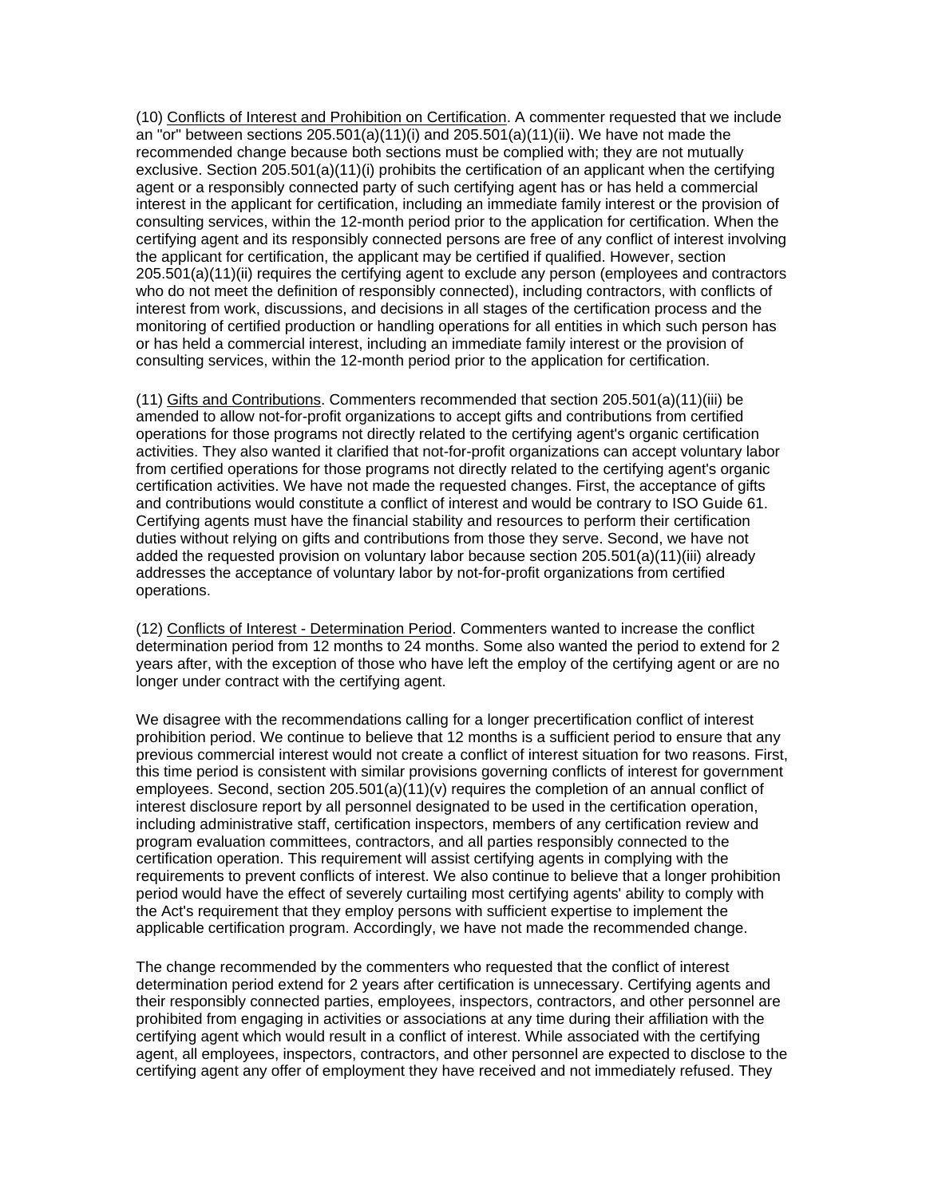(10) Conflicts of Interest and Prohibition on Certification. A commenter requested that we include an "or" between sections 205.501(a)(11)(i) and 205.501(a)(11)(ii). We have not made the recommended change because both sections must be complied with; they are not mutually exclusive. Section 205.501(a)(11)(i) prohibits the certification of an applicant when the certifying agent or a responsibly connected party of such certifying agent has or has held a commercial interest in the applicant for certification, including an immediate family interest or the provision of consulting services, within the 12-month period prior to the application for certification. When the certifying agent and its responsibly connected persons are free of any conflict of interest involving the applicant for certification, the applicant may be certified if qualified. However, section 205.501(a)(11)(ii) requires the certifying agent to exclude any person (employees and contractors who do not meet the definition of responsibly connected), including contractors, with conflicts of interest from work, discussions, and decisions in all stages of the certification process and the monitoring of certified production or handling operations for all entities in which such person has or has held a commercial interest, including an immediate family interest or the provision of consulting services, within the 12-month period prior to the application for certification.

(11) Gifts and Contributions. Commenters recommended that section 205.501(a)(11)(iii) be amended to allow not-for-profit organizations to accept gifts and contributions from certified operations for those programs not directly related to the certifying agent's organic certification activities. They also wanted it clarified that not-for-profit organizations can accept voluntary labor from certified operations for those programs not directly related to the certifying agent's organic certification activities. We have not made the requested changes. First, the acceptance of gifts and contributions would constitute a conflict of interest and would be contrary to ISO Guide 61. Certifying agents must have the financial stability and resources to perform their certification duties without relying on gifts and contributions from those they serve. Second, we have not added the requested provision on voluntary labor because section 205.501(a)(11)(iii) already addresses the acceptance of voluntary labor by not-for-profit organizations from certified operations.

(12) Conflicts of Interest - Determination Period. Commenters wanted to increase the conflict determination period from 12 months to 24 months. Some also wanted the period to extend for 2 years after, with the exception of those who have left the employ of the certifying agent or are no longer under contract with the certifying agent.

We disagree with the recommendations calling for a longer precertification conflict of interest prohibition period. We continue to believe that 12 months is a sufficient period to ensure that any previous commercial interest would not create a conflict of interest situation for two reasons. First, this time period is consistent with similar provisions governing conflicts of interest for government employees. Second, section 205.501(a)(11)(v) requires the completion of an annual conflict of interest disclosure report by all personnel designated to be used in the certification operation, including administrative staff, certification inspectors, members of any certification review and program evaluation committees, contractors, and all parties responsibly connected to the certification operation. This requirement will assist certifying agents in complying with the requirements to prevent conflicts of interest. We also continue to believe that a longer prohibition period would have the effect of severely curtailing most certifying agents' ability to comply with the Act's requirement that they employ persons with sufficient expertise to implement the applicable certification program. Accordingly, we have not made the recommended change.

The change recommended by the commenters who requested that the conflict of interest determination period extend for 2 years after certification is unnecessary. Certifying agents and their responsibly connected parties, employees, inspectors, contractors, and other personnel are prohibited from engaging in activities or associations at any time during their affiliation with the certifying agent which would result in a conflict of interest. While associated with the certifying agent, all employees, inspectors, contractors, and other personnel are expected to disclose to the certifying agent any offer of employment they have received and not immediately refused. They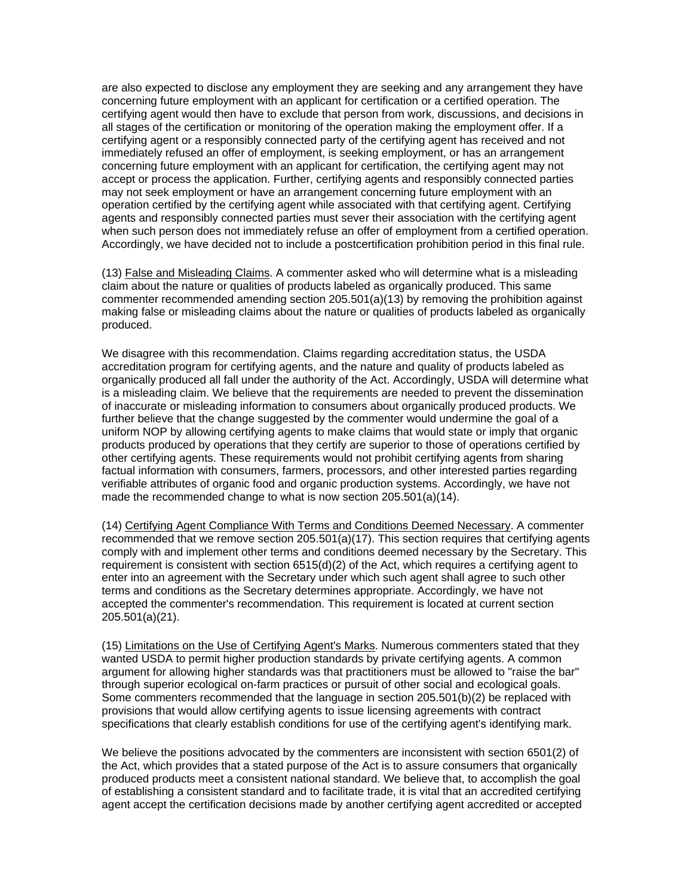are also expected to disclose any employment they are seeking and any arrangement they have concerning future employment with an applicant for certification or a certified operation. The certifying agent would then have to exclude that person from work, discussions, and decisions in all stages of the certification or monitoring of the operation making the employment offer. If a certifying agent or a responsibly connected party of the certifying agent has received and not immediately refused an offer of employment, is seeking employment, or has an arrangement concerning future employment with an applicant for certification, the certifying agent may not accept or process the application. Further, certifying agents and responsibly connected parties may not seek employment or have an arrangement concerning future employment with an operation certified by the certifying agent while associated with that certifying agent. Certifying agents and responsibly connected parties must sever their association with the certifying agent when such person does not immediately refuse an offer of employment from a certified operation. Accordingly, we have decided not to include a postcertification prohibition period in this final rule.

(13) False and Misleading Claims. A commenter asked who will determine what is a misleading claim about the nature or qualities of products labeled as organically produced. This same commenter recommended amending section 205.501(a)(13) by removing the prohibition against making false or misleading claims about the nature or qualities of products labeled as organically produced.

We disagree with this recommendation. Claims regarding accreditation status, the USDA accreditation program for certifying agents, and the nature and quality of products labeled as organically produced all fall under the authority of the Act. Accordingly, USDA will determine what is a misleading claim. We believe that the requirements are needed to prevent the dissemination of inaccurate or misleading information to consumers about organically produced products. We further believe that the change suggested by the commenter would undermine the goal of a uniform NOP by allowing certifying agents to make claims that would state or imply that organic products produced by operations that they certify are superior to those of operations certified by other certifying agents. These requirements would not prohibit certifying agents from sharing factual information with consumers, farmers, processors, and other interested parties regarding verifiable attributes of organic food and organic production systems. Accordingly, we have not made the recommended change to what is now section 205.501(a)(14).

(14) Certifying Agent Compliance With Terms and Conditions Deemed Necessary. A commenter recommended that we remove section 205.501(a)(17). This section requires that certifying agents comply with and implement other terms and conditions deemed necessary by the Secretary. This requirement is consistent with section 6515(d)(2) of the Act, which requires a certifying agent to enter into an agreement with the Secretary under which such agent shall agree to such other terms and conditions as the Secretary determines appropriate. Accordingly, we have not accepted the commenter's recommendation. This requirement is located at current section 205.501(a)(21).

(15) Limitations on the Use of Certifying Agent's Marks. Numerous commenters stated that they wanted USDA to permit higher production standards by private certifying agents. A common argument for allowing higher standards was that practitioners must be allowed to "raise the bar" through superior ecological on-farm practices or pursuit of other social and ecological goals. Some commenters recommended that the language in section 205.501(b)(2) be replaced with provisions that would allow certifying agents to issue licensing agreements with contract specifications that clearly establish conditions for use of the certifying agent's identifying mark.

We believe the positions advocated by the commenters are inconsistent with section 6501(2) of the Act, which provides that a stated purpose of the Act is to assure consumers that organically produced products meet a consistent national standard. We believe that, to accomplish the goal of establishing a consistent standard and to facilitate trade, it is vital that an accredited certifying agent accept the certification decisions made by another certifying agent accredited or accepted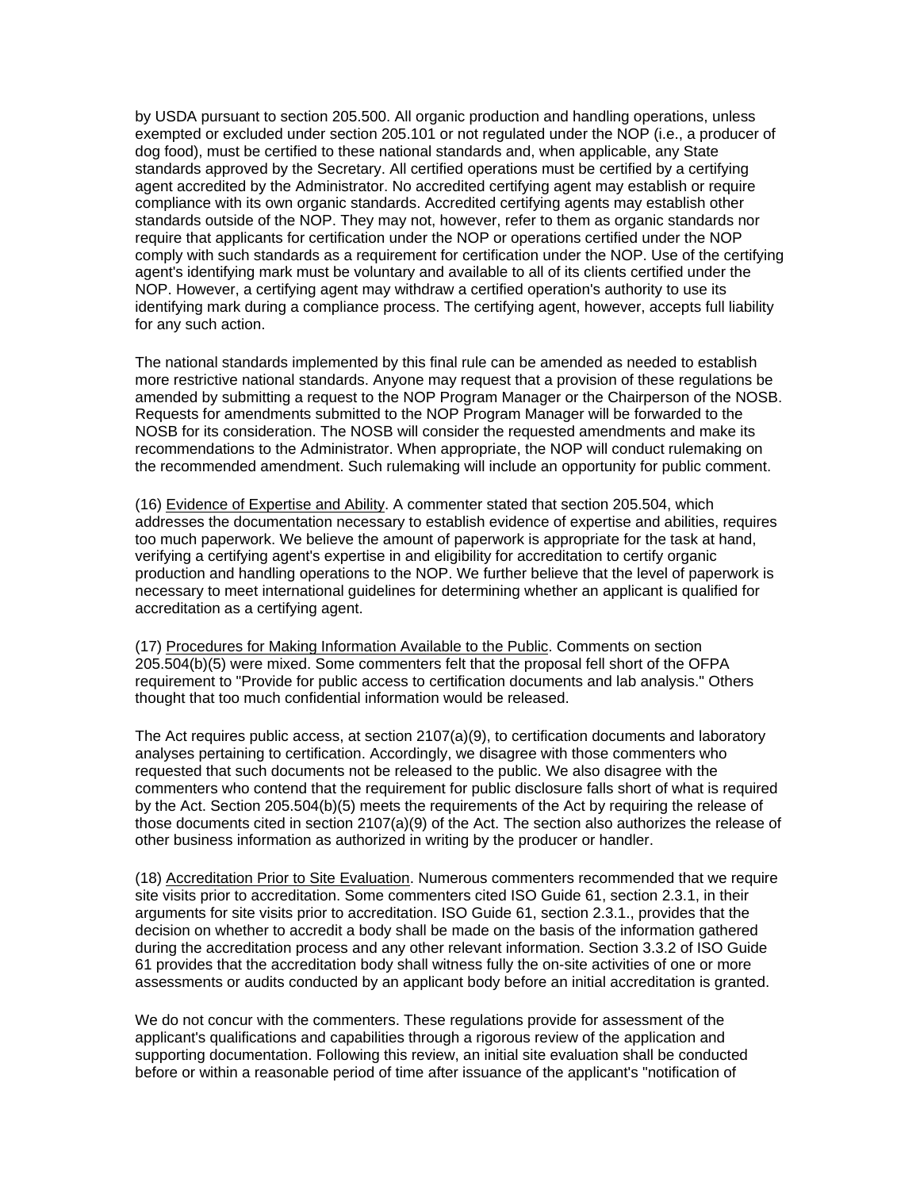by USDA pursuant to section 205.500. All organic production and handling operations, unless exempted or excluded under section 205.101 or not regulated under the NOP (i.e., a producer of dog food), must be certified to these national standards and, when applicable, any State standards approved by the Secretary. All certified operations must be certified by a certifying agent accredited by the Administrator. No accredited certifying agent may establish or require compliance with its own organic standards. Accredited certifying agents may establish other standards outside of the NOP. They may not, however, refer to them as organic standards nor require that applicants for certification under the NOP or operations certified under the NOP comply with such standards as a requirement for certification under the NOP. Use of the certifying agent's identifying mark must be voluntary and available to all of its clients certified under the NOP. However, a certifying agent may withdraw a certified operation's authority to use its identifying mark during a compliance process. The certifying agent, however, accepts full liability for any such action.

The national standards implemented by this final rule can be amended as needed to establish more restrictive national standards. Anyone may request that a provision of these regulations be amended by submitting a request to the NOP Program Manager or the Chairperson of the NOSB. Requests for amendments submitted to the NOP Program Manager will be forwarded to the NOSB for its consideration. The NOSB will consider the requested amendments and make its recommendations to the Administrator. When appropriate, the NOP will conduct rulemaking on the recommended amendment. Such rulemaking will include an opportunity for public comment.

(16) Evidence of Expertise and Ability. A commenter stated that section 205.504, which addresses the documentation necessary to establish evidence of expertise and abilities, requires too much paperwork. We believe the amount of paperwork is appropriate for the task at hand, verifying a certifying agent's expertise in and eligibility for accreditation to certify organic production and handling operations to the NOP. We further believe that the level of paperwork is necessary to meet international guidelines for determining whether an applicant is qualified for accreditation as a certifying agent.

(17) Procedures for Making Information Available to the Public. Comments on section 205.504(b)(5) were mixed. Some commenters felt that the proposal fell short of the OFPA requirement to "Provide for public access to certification documents and lab analysis." Others thought that too much confidential information would be released.

The Act requires public access, at section 2107(a)(9), to certification documents and laboratory analyses pertaining to certification. Accordingly, we disagree with those commenters who requested that such documents not be released to the public. We also disagree with the commenters who contend that the requirement for public disclosure falls short of what is required by the Act. Section 205.504(b)(5) meets the requirements of the Act by requiring the release of those documents cited in section 2107(a)(9) of the Act. The section also authorizes the release of other business information as authorized in writing by the producer or handler.

(18) Accreditation Prior to Site Evaluation. Numerous commenters recommended that we require site visits prior to accreditation. Some commenters cited ISO Guide 61, section 2.3.1, in their arguments for site visits prior to accreditation. ISO Guide 61, section 2.3.1., provides that the decision on whether to accredit a body shall be made on the basis of the information gathered during the accreditation process and any other relevant information. Section 3.3.2 of ISO Guide 61 provides that the accreditation body shall witness fully the on-site activities of one or more assessments or audits conducted by an applicant body before an initial accreditation is granted.

We do not concur with the commenters. These regulations provide for assessment of the applicant's qualifications and capabilities through a rigorous review of the application and supporting documentation. Following this review, an initial site evaluation shall be conducted before or within a reasonable period of time after issuance of the applicant's "notification of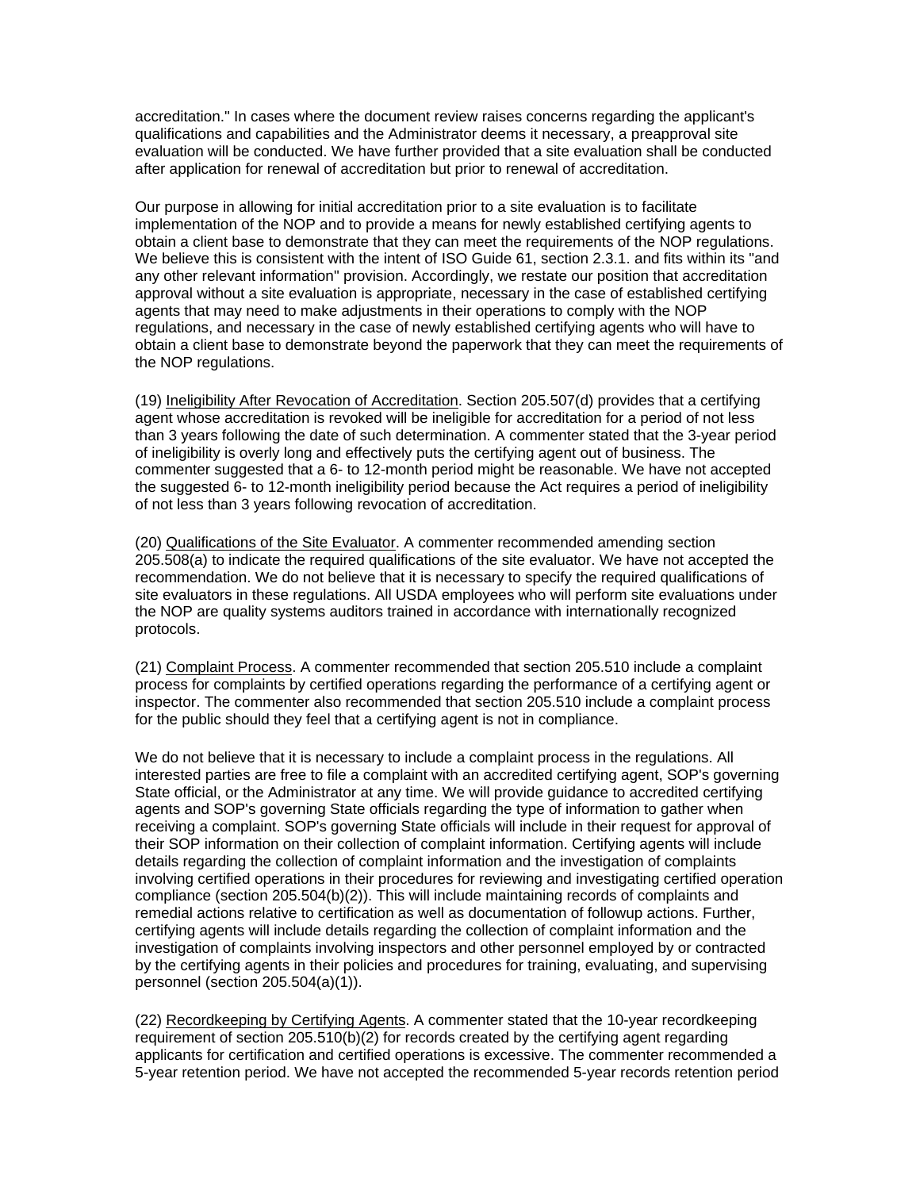accreditation." In cases where the document review raises concerns regarding the applicant's qualifications and capabilities and the Administrator deems it necessary, a preapproval site evaluation will be conducted. We have further provided that a site evaluation shall be conducted after application for renewal of accreditation but prior to renewal of accreditation.

Our purpose in allowing for initial accreditation prior to a site evaluation is to facilitate implementation of the NOP and to provide a means for newly established certifying agents to obtain a client base to demonstrate that they can meet the requirements of the NOP regulations. We believe this is consistent with the intent of ISO Guide 61, section 2.3.1. and fits within its "and any other relevant information" provision. Accordingly, we restate our position that accreditation approval without a site evaluation is appropriate, necessary in the case of established certifying agents that may need to make adjustments in their operations to comply with the NOP regulations, and necessary in the case of newly established certifying agents who will have to obtain a client base to demonstrate beyond the paperwork that they can meet the requirements of the NOP regulations.

(19) Ineligibility After Revocation of Accreditation. Section 205.507(d) provides that a certifying agent whose accreditation is revoked will be ineligible for accreditation for a period of not less than 3 years following the date of such determination. A commenter stated that the 3-year period of ineligibility is overly long and effectively puts the certifying agent out of business. The commenter suggested that a 6- to 12-month period might be reasonable. We have not accepted the suggested 6- to 12-month ineligibility period because the Act requires a period of ineligibility of not less than 3 years following revocation of accreditation.

(20) Qualifications of the Site Evaluator. A commenter recommended amending section 205.508(a) to indicate the required qualifications of the site evaluator. We have not accepted the recommendation. We do not believe that it is necessary to specify the required qualifications of site evaluators in these regulations. All USDA employees who will perform site evaluations under the NOP are quality systems auditors trained in accordance with internationally recognized protocols.

(21) Complaint Process. A commenter recommended that section 205.510 include a complaint process for complaints by certified operations regarding the performance of a certifying agent or inspector. The commenter also recommended that section 205.510 include a complaint process for the public should they feel that a certifying agent is not in compliance.

We do not believe that it is necessary to include a complaint process in the regulations. All interested parties are free to file a complaint with an accredited certifying agent, SOP's governing State official, or the Administrator at any time. We will provide guidance to accredited certifying agents and SOP's governing State officials regarding the type of information to gather when receiving a complaint. SOP's governing State officials will include in their request for approval of their SOP information on their collection of complaint information. Certifying agents will include details regarding the collection of complaint information and the investigation of complaints involving certified operations in their procedures for reviewing and investigating certified operation compliance (section 205.504(b)(2)). This will include maintaining records of complaints and remedial actions relative to certification as well as documentation of followup actions. Further, certifying agents will include details regarding the collection of complaint information and the investigation of complaints involving inspectors and other personnel employed by or contracted by the certifying agents in their policies and procedures for training, evaluating, and supervising personnel (section 205.504(a)(1)).

(22) Recordkeeping by Certifying Agents. A commenter stated that the 10-year recordkeeping requirement of section 205.510(b)(2) for records created by the certifying agent regarding applicants for certification and certified operations is excessive. The commenter recommended a 5-year retention period. We have not accepted the recommended 5-year records retention period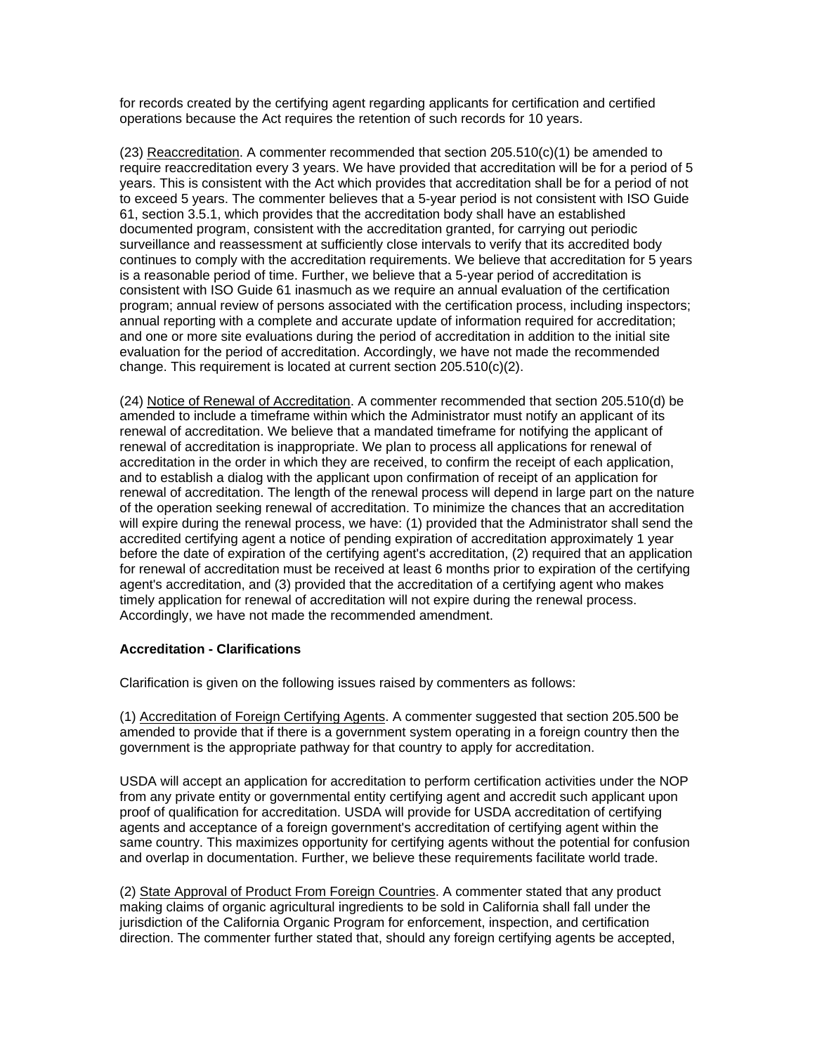for records created by the certifying agent regarding applicants for certification and certified operations because the Act requires the retention of such records for 10 years.

(23) Reaccreditation. A commenter recommended that section 205.510(c)(1) be amended to require reaccreditation every 3 years. We have provided that accreditation will be for a period of 5 years. This is consistent with the Act which provides that accreditation shall be for a period of not to exceed 5 years. The commenter believes that a 5-year period is not consistent with ISO Guide 61, section 3.5.1, which provides that the accreditation body shall have an established documented program, consistent with the accreditation granted, for carrying out periodic surveillance and reassessment at sufficiently close intervals to verify that its accredited body continues to comply with the accreditation requirements. We believe that accreditation for 5 years is a reasonable period of time. Further, we believe that a 5-year period of accreditation is consistent with ISO Guide 61 inasmuch as we require an annual evaluation of the certification program; annual review of persons associated with the certification process, including inspectors; annual reporting with a complete and accurate update of information required for accreditation; and one or more site evaluations during the period of accreditation in addition to the initial site evaluation for the period of accreditation. Accordingly, we have not made the recommended change. This requirement is located at current section 205.510(c)(2).

(24) Notice of Renewal of Accreditation. A commenter recommended that section 205.510(d) be amended to include a timeframe within which the Administrator must notify an applicant of its renewal of accreditation. We believe that a mandated timeframe for notifying the applicant of renewal of accreditation is inappropriate. We plan to process all applications for renewal of accreditation in the order in which they are received, to confirm the receipt of each application, and to establish a dialog with the applicant upon confirmation of receipt of an application for renewal of accreditation. The length of the renewal process will depend in large part on the nature of the operation seeking renewal of accreditation. To minimize the chances that an accreditation will expire during the renewal process, we have: (1) provided that the Administrator shall send the accredited certifying agent a notice of pending expiration of accreditation approximately 1 year before the date of expiration of the certifying agent's accreditation, (2) required that an application for renewal of accreditation must be received at least 6 months prior to expiration of the certifying agent's accreditation, and (3) provided that the accreditation of a certifying agent who makes timely application for renewal of accreditation will not expire during the renewal process. Accordingly, we have not made the recommended amendment.

**Accreditation - Clarifications**

Clarification is given on the following issues raised by commenters as follows:

(1) Accreditation of Foreign Certifying Agents. A commenter suggested that section 205.500 be amended to provide that if there is a government system operating in a foreign country then the government is the appropriate pathway for that country to apply for accreditation.

USDA will accept an application for accreditation to perform certification activities under the NOP from any private entity or governmental entity certifying agent and accredit such applicant upon proof of qualification for accreditation. USDA will provide for USDA accreditation of certifying agents and acceptance of a foreign government's accreditation of certifying agent within the same country. This maximizes opportunity for certifying agents without the potential for confusion and overlap in documentation. Further, we believe these requirements facilitate world trade.

(2) State Approval of Product From Foreign Countries. A commenter stated that any product making claims of organic agricultural ingredients to be sold in California shall fall under the jurisdiction of the California Organic Program for enforcement, inspection, and certification direction. The commenter further stated that, should any foreign certifying agents be accepted,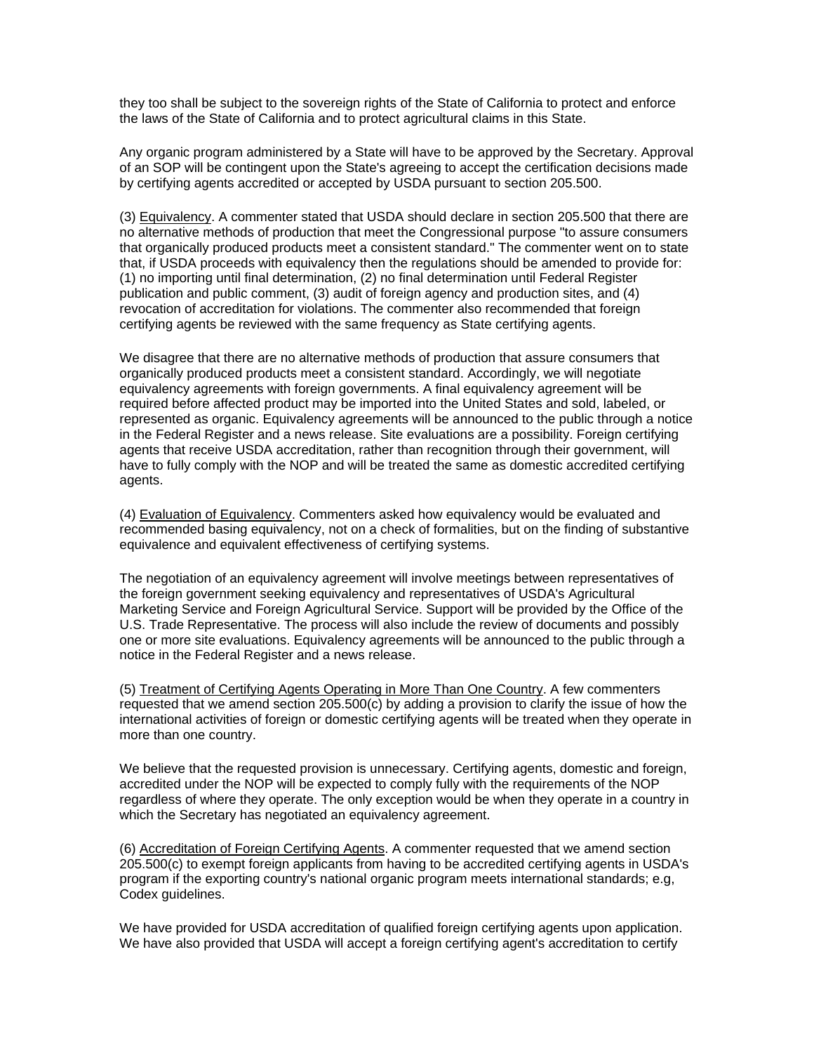they too shall be subject to the sovereign rights of the State of California to protect and enforce the laws of the State of California and to protect agricultural claims in this State.

Any organic program administered by a State will have to be approved by the Secretary. Approval of an SOP will be contingent upon the State's agreeing to accept the certification decisions made by certifying agents accredited or accepted by USDA pursuant to section 205.500.

(3) Equivalency. A commenter stated that USDA should declare in section 205.500 that there are no alternative methods of production that meet the Congressional purpose "to assure consumers that organically produced products meet a consistent standard." The commenter went on to state that, if USDA proceeds with equivalency then the regulations should be amended to provide for: (1) no importing until final determination, (2) no final determination until Federal Register publication and public comment, (3) audit of foreign agency and production sites, and (4) revocation of accreditation for violations. The commenter also recommended that foreign certifying agents be reviewed with the same frequency as State certifying agents.

We disagree that there are no alternative methods of production that assure consumers that organically produced products meet a consistent standard. Accordingly, we will negotiate equivalency agreements with foreign governments. A final equivalency agreement will be required before affected product may be imported into the United States and sold, labeled, or represented as organic. Equivalency agreements will be announced to the public through a notice in the Federal Register and a news release. Site evaluations are a possibility. Foreign certifying agents that receive USDA accreditation, rather than recognition through their government, will have to fully comply with the NOP and will be treated the same as domestic accredited certifying agents.

(4) Evaluation of Equivalency. Commenters asked how equivalency would be evaluated and recommended basing equivalency, not on a check of formalities, but on the finding of substantive equivalence and equivalent effectiveness of certifying systems.

The negotiation of an equivalency agreement will involve meetings between representatives of the foreign government seeking equivalency and representatives of USDA's Agricultural Marketing Service and Foreign Agricultural Service. Support will be provided by the Office of the U.S. Trade Representative. The process will also include the review of documents and possibly one or more site evaluations. Equivalency agreements will be announced to the public through a notice in the Federal Register and a news release.

(5) Treatment of Certifying Agents Operating in More Than One Country. A few commenters requested that we amend section 205.500(c) by adding a provision to clarify the issue of how the international activities of foreign or domestic certifying agents will be treated when they operate in more than one country.

We believe that the requested provision is unnecessary. Certifying agents, domestic and foreign, accredited under the NOP will be expected to comply fully with the requirements of the NOP regardless of where they operate. The only exception would be when they operate in a country in which the Secretary has negotiated an equivalency agreement.

(6) Accreditation of Foreign Certifying Agents. A commenter requested that we amend section 205.500(c) to exempt foreign applicants from having to be accredited certifying agents in USDA's program if the exporting country's national organic program meets international standards; e.g, Codex guidelines.

We have provided for USDA accreditation of qualified foreign certifying agents upon application. We have also provided that USDA will accept a foreign certifying agent's accreditation to certify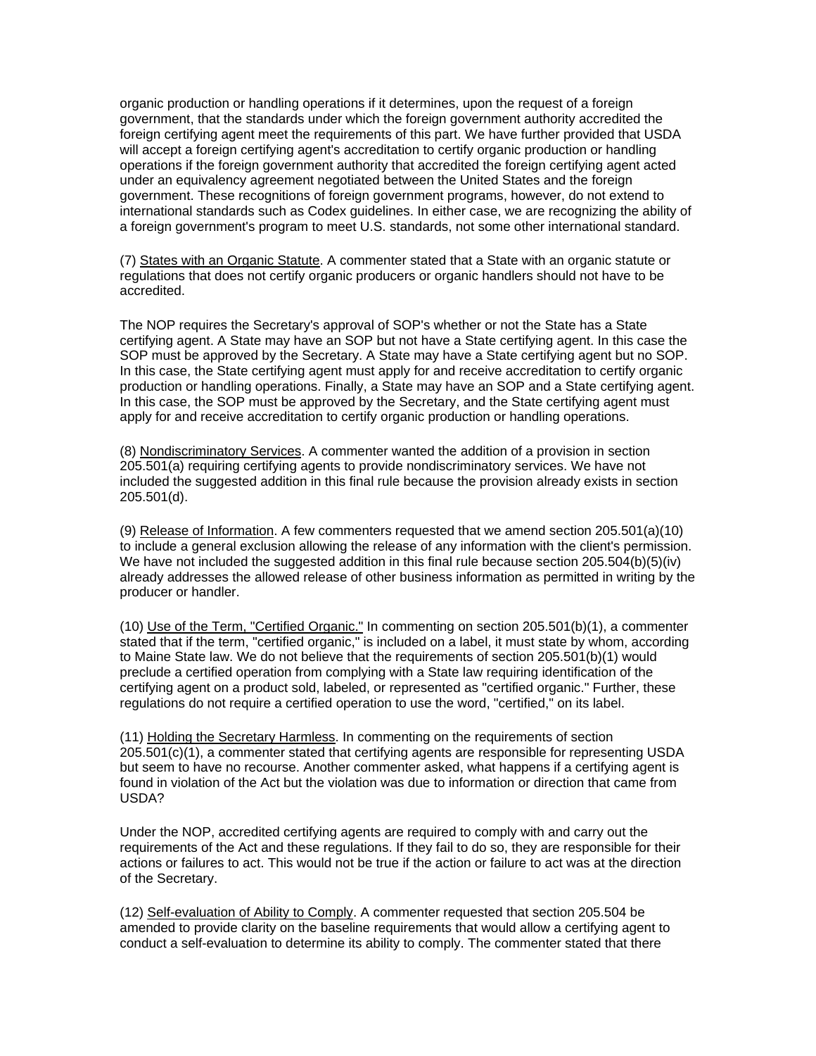organic production or handling operations if it determines, upon the request of a foreign government, that the standards under which the foreign government authority accredited the foreign certifying agent meet the requirements of this part. We have further provided that USDA will accept a foreign certifying agent's accreditation to certify organic production or handling operations if the foreign government authority that accredited the foreign certifying agent acted under an equivalency agreement negotiated between the United States and the foreign government. These recognitions of foreign government programs, however, do not extend to international standards such as Codex guidelines. In either case, we are recognizing the ability of a foreign government's program to meet U.S. standards, not some other international standard.

(7) States with an Organic Statute. A commenter stated that a State with an organic statute or regulations that does not certify organic producers or organic handlers should not have to be accredited.

The NOP requires the Secretary's approval of SOP's whether or not the State has a State certifying agent. A State may have an SOP but not have a State certifying agent. In this case the SOP must be approved by the Secretary. A State may have a State certifying agent but no SOP. In this case, the State certifying agent must apply for and receive accreditation to certify organic production or handling operations. Finally, a State may have an SOP and a State certifying agent. In this case, the SOP must be approved by the Secretary, and the State certifying agent must apply for and receive accreditation to certify organic production or handling operations.

(8) Nondiscriminatory Services. A commenter wanted the addition of a provision in section 205.501(a) requiring certifying agents to provide nondiscriminatory services. We have not included the suggested addition in this final rule because the provision already exists in section 205.501(d).

(9) Release of Information. A few commenters requested that we amend section 205.501(a)(10) to include a general exclusion allowing the release of any information with the client's permission. We have not included the suggested addition in this final rule because section 205.504(b)(5)(iv) already addresses the allowed release of other business information as permitted in writing by the producer or handler.

(10) Use of the Term, "Certified Organic." In commenting on section 205.501(b)(1), a commenter stated that if the term, "certified organic," is included on a label, it must state by whom, according to Maine State law. We do not believe that the requirements of section 205.501(b)(1) would preclude a certified operation from complying with a State law requiring identification of the certifying agent on a product sold, labeled, or represented as "certified organic." Further, these regulations do not require a certified operation to use the word, "certified," on its label.

(11) Holding the Secretary Harmless. In commenting on the requirements of section 205.501(c)(1), a commenter stated that certifying agents are responsible for representing USDA but seem to have no recourse. Another commenter asked, what happens if a certifying agent is found in violation of the Act but the violation was due to information or direction that came from USDA?

Under the NOP, accredited certifying agents are required to comply with and carry out the requirements of the Act and these regulations. If they fail to do so, they are responsible for their actions or failures to act. This would not be true if the action or failure to act was at the direction of the Secretary.

(12) Self-evaluation of Ability to Comply. A commenter requested that section 205.504 be amended to provide clarity on the baseline requirements that would allow a certifying agent to conduct a self-evaluation to determine its ability to comply. The commenter stated that there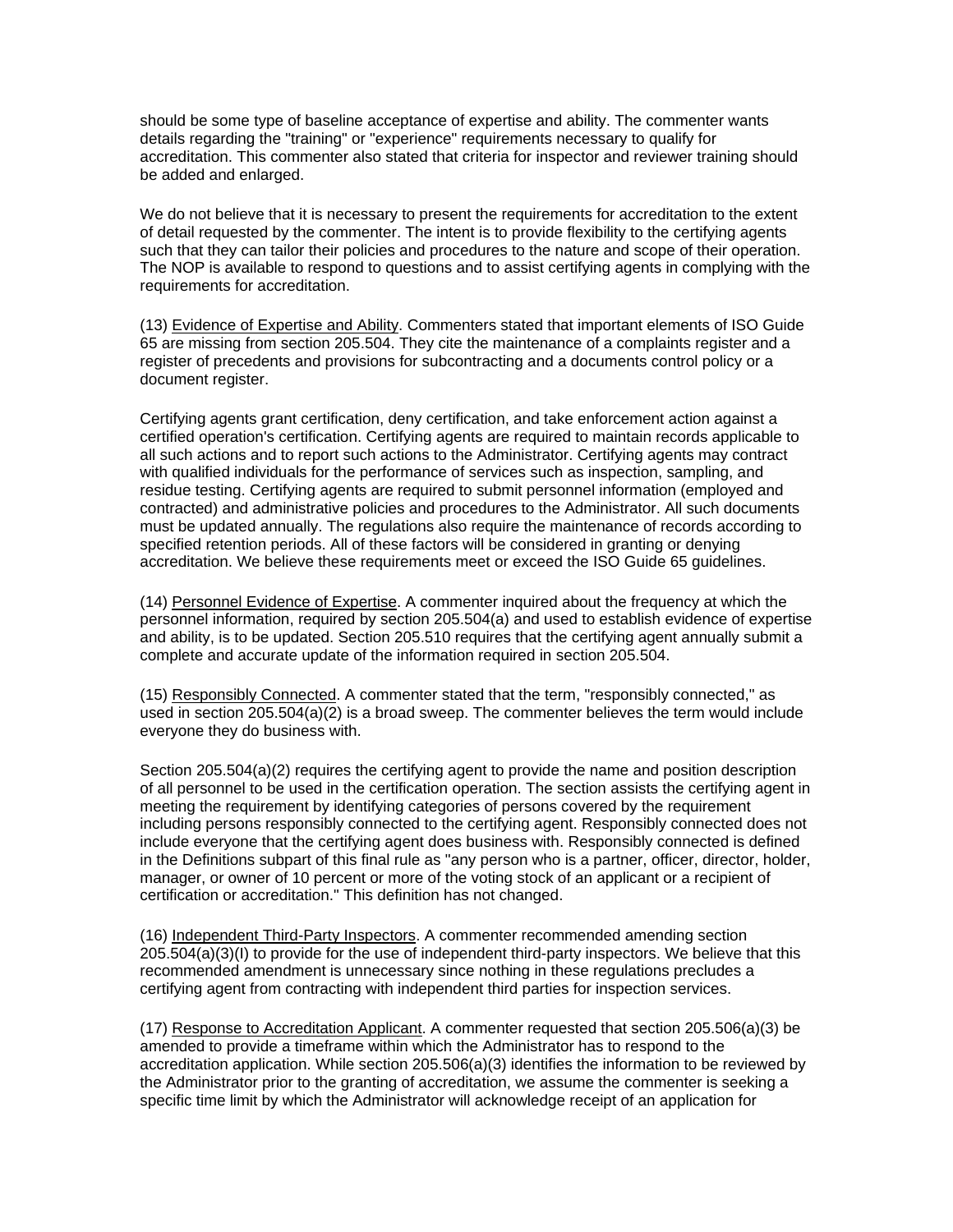should be some type of baseline acceptance of expertise and ability. The commenter wants details regarding the "training" or "experience" requirements necessary to qualify for accreditation. This commenter also stated that criteria for inspector and reviewer training should be added and enlarged.

We do not believe that it is necessary to present the requirements for accreditation to the extent of detail requested by the commenter. The intent is to provide flexibility to the certifying agents such that they can tailor their policies and procedures to the nature and scope of their operation. The NOP is available to respond to questions and to assist certifying agents in complying with the requirements for accreditation.

(13) Evidence of Expertise and Ability. Commenters stated that important elements of ISO Guide 65 are missing from section 205.504. They cite the maintenance of a complaints register and a register of precedents and provisions for subcontracting and a documents control policy or a document register.

Certifying agents grant certification, deny certification, and take enforcement action against a certified operation's certification. Certifying agents are required to maintain records applicable to all such actions and to report such actions to the Administrator. Certifying agents may contract with qualified individuals for the performance of services such as inspection, sampling, and residue testing. Certifying agents are required to submit personnel information (employed and contracted) and administrative policies and procedures to the Administrator. All such documents must be updated annually. The regulations also require the maintenance of records according to specified retention periods. All of these factors will be considered in granting or denying accreditation. We believe these requirements meet or exceed the ISO Guide 65 guidelines.

(14) Personnel Evidence of Expertise. A commenter inquired about the frequency at which the personnel information, required by section 205.504(a) and used to establish evidence of expertise and ability, is to be updated. Section 205.510 requires that the certifying agent annually submit a complete and accurate update of the information required in section 205.504.

(15) Responsibly Connected. A commenter stated that the term, "responsibly connected," as used in section 205.504(a)(2) is a broad sweep. The commenter believes the term would include everyone they do business with.

Section 205.504(a)(2) requires the certifying agent to provide the name and position description of all personnel to be used in the certification operation. The section assists the certifying agent in meeting the requirement by identifying categories of persons covered by the requirement including persons responsibly connected to the certifying agent. Responsibly connected does not include everyone that the certifying agent does business with. Responsibly connected is defined in the Definitions subpart of this final rule as "any person who is a partner, officer, director, holder, manager, or owner of 10 percent or more of the voting stock of an applicant or a recipient of certification or accreditation." This definition has not changed.

(16) Independent Third-Party Inspectors. A commenter recommended amending section 205.504(a)(3)(I) to provide for the use of independent third-party inspectors. We believe that this recommended amendment is unnecessary since nothing in these regulations precludes a certifying agent from contracting with independent third parties for inspection services.

(17) Response to Accreditation Applicant. A commenter requested that section 205.506(a)(3) be amended to provide a timeframe within which the Administrator has to respond to the accreditation application. While section 205.506(a)(3) identifies the information to be reviewed by the Administrator prior to the granting of accreditation, we assume the commenter is seeking a specific time limit by which the Administrator will acknowledge receipt of an application for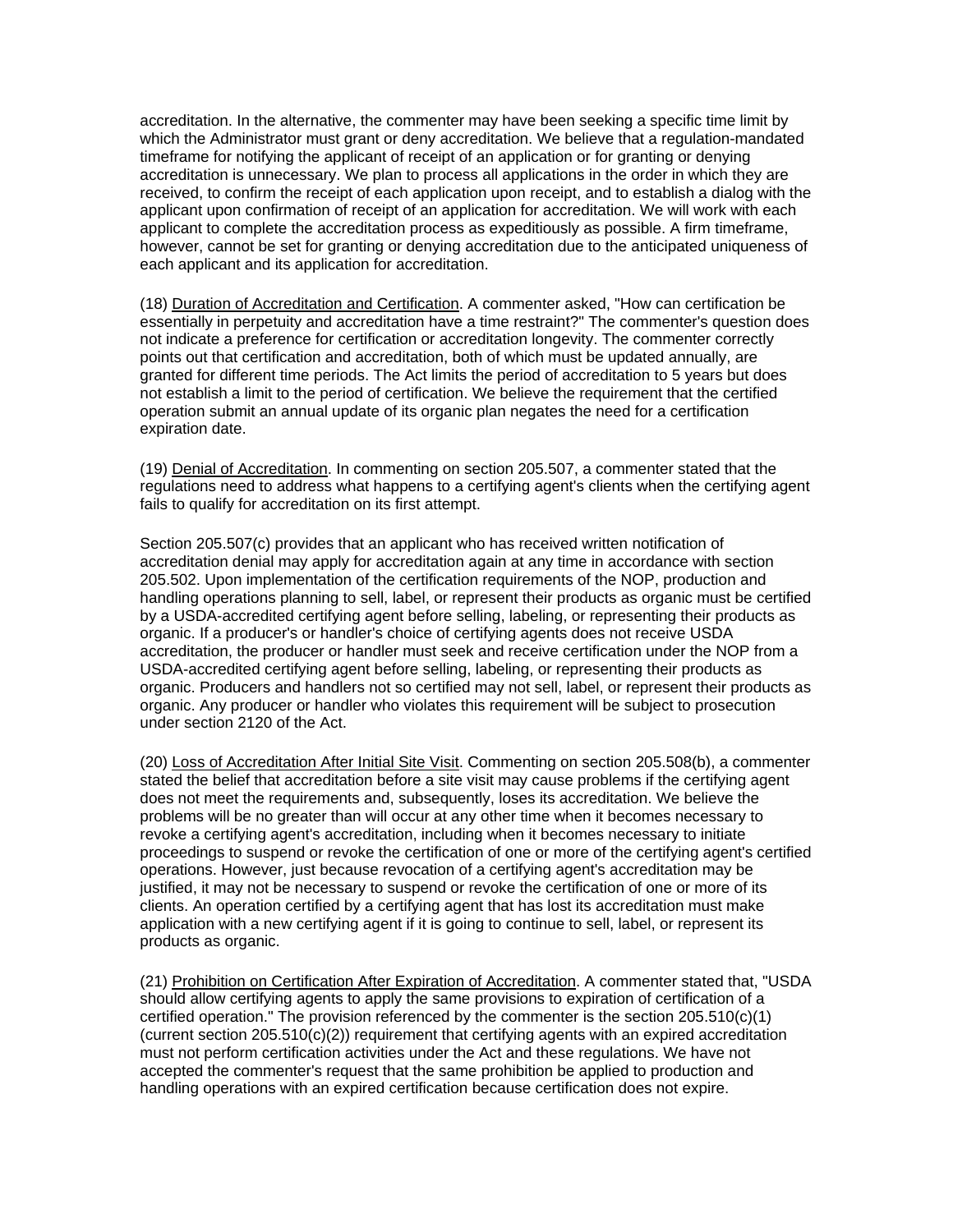accreditation. In the alternative, the commenter may have been seeking a specific time limit by which the Administrator must grant or deny accreditation. We believe that a regulation-mandated timeframe for notifying the applicant of receipt of an application or for granting or denying accreditation is unnecessary. We plan to process all applications in the order in which they are received, to confirm the receipt of each application upon receipt, and to establish a dialog with the applicant upon confirmation of receipt of an application for accreditation. We will work with each applicant to complete the accreditation process as expeditiously as possible. A firm timeframe, however, cannot be set for granting or denying accreditation due to the anticipated uniqueness of each applicant and its application for accreditation.

(18) Duration of Accreditation and Certification. A commenter asked, "How can certification be essentially in perpetuity and accreditation have a time restraint?" The commenter's question does not indicate a preference for certification or accreditation longevity. The commenter correctly points out that certification and accreditation, both of which must be updated annually, are granted for different time periods. The Act limits the period of accreditation to 5 years but does not establish a limit to the period of certification. We believe the requirement that the certified operation submit an annual update of its organic plan negates the need for a certification expiration date.

(19) Denial of Accreditation. In commenting on section 205.507, a commenter stated that the regulations need to address what happens to a certifying agent's clients when the certifying agent fails to qualify for accreditation on its first attempt.

Section 205.507(c) provides that an applicant who has received written notification of accreditation denial may apply for accreditation again at any time in accordance with section 205.502. Upon implementation of the certification requirements of the NOP, production and handling operations planning to sell, label, or represent their products as organic must be certified by a USDA-accredited certifying agent before selling, labeling, or representing their products as organic. If a producer's or handler's choice of certifying agents does not receive USDA accreditation, the producer or handler must seek and receive certification under the NOP from a USDA-accredited certifying agent before selling, labeling, or representing their products as organic. Producers and handlers not so certified may not sell, label, or represent their products as organic. Any producer or handler who violates this requirement will be subject to prosecution under section 2120 of the Act.

(20) Loss of Accreditation After Initial Site Visit. Commenting on section 205.508(b), a commenter stated the belief that accreditation before a site visit may cause problems if the certifying agent does not meet the requirements and, subsequently, loses its accreditation. We believe the problems will be no greater than will occur at any other time when it becomes necessary to revoke a certifying agent's accreditation, including when it becomes necessary to initiate proceedings to suspend or revoke the certification of one or more of the certifying agent's certified operations. However, just because revocation of a certifying agent's accreditation may be justified, it may not be necessary to suspend or revoke the certification of one or more of its clients. An operation certified by a certifying agent that has lost its accreditation must make application with a new certifying agent if it is going to continue to sell, label, or represent its products as organic.

(21) Prohibition on Certification After Expiration of Accreditation. A commenter stated that, "USDA should allow certifying agents to apply the same provisions to expiration of certification of a certified operation." The provision referenced by the commenter is the section 205.510(c)(1) (current section 205.510(c)(2)) requirement that certifying agents with an expired accreditation must not perform certification activities under the Act and these regulations. We have not accepted the commenter's request that the same prohibition be applied to production and handling operations with an expired certification because certification does not expire.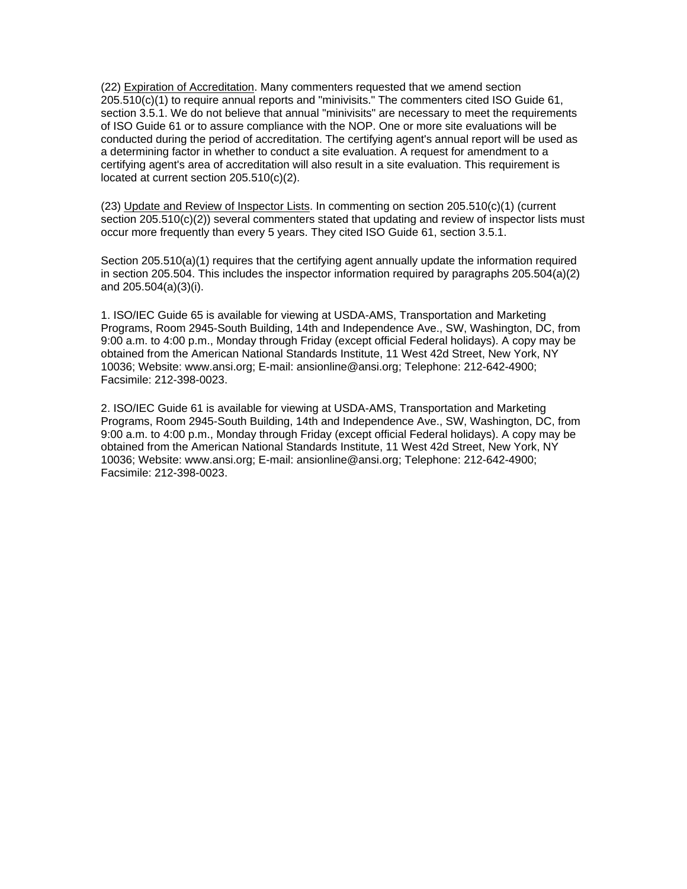(22) Expiration of Accreditation. Many commenters requested that we amend section 205.510(c)(1) to require annual reports and "minivisits." The commenters cited ISO Guide 61, section 3.5.1. We do not believe that annual "minivisits" are necessary to meet the requirements of ISO Guide 61 or to assure compliance with the NOP. One or more site evaluations will be conducted during the period of accreditation. The certifying agent's annual report will be used as a determining factor in whether to conduct a site evaluation. A request for amendment to a certifying agent's area of accreditation will also result in a site evaluation. This requirement is located at current section 205.510(c)(2).

(23) Update and Review of Inspector Lists. In commenting on section 205.510(c)(1) (current section 205.510(c)(2)) several commenters stated that updating and review of inspector lists must occur more frequently than every 5 years. They cited ISO Guide 61, section 3.5.1.

Section 205.510(a)(1) requires that the certifying agent annually update the information required in section 205.504. This includes the inspector information required by paragraphs 205.504(a)(2) and 205.504(a)(3)(i).

1. ISO/IEC Guide 65 is available for viewing at USDA-AMS, Transportation and Marketing Programs, Room 2945-South Building, 14th and Independence Ave., SW, Washington, DC, from 9:00 a.m. to 4:00 p.m., Monday through Friday (except official Federal holidays). A copy may be obtained from the American National Standards Institute, 11 West 42d Street, New York, NY 10036; Website: www.ansi.org; E-mail: ansionline@ansi.org; Telephone: 212-642-4900; Facsimile: 212-398-0023.

2. ISO/IEC Guide 61 is available for viewing at USDA-AMS, Transportation and Marketing Programs, Room 2945-South Building, 14th and Independence Ave., SW, Washington, DC, from 9:00 a.m. to 4:00 p.m., Monday through Friday (except official Federal holidays). A copy may be obtained from the American National Standards Institute, 11 West 42d Street, New York, NY 10036; Website: www.ansi.org; E-mail: ansionline@ansi.org; Telephone: 212-642-4900; Facsimile: 212-398-0023.